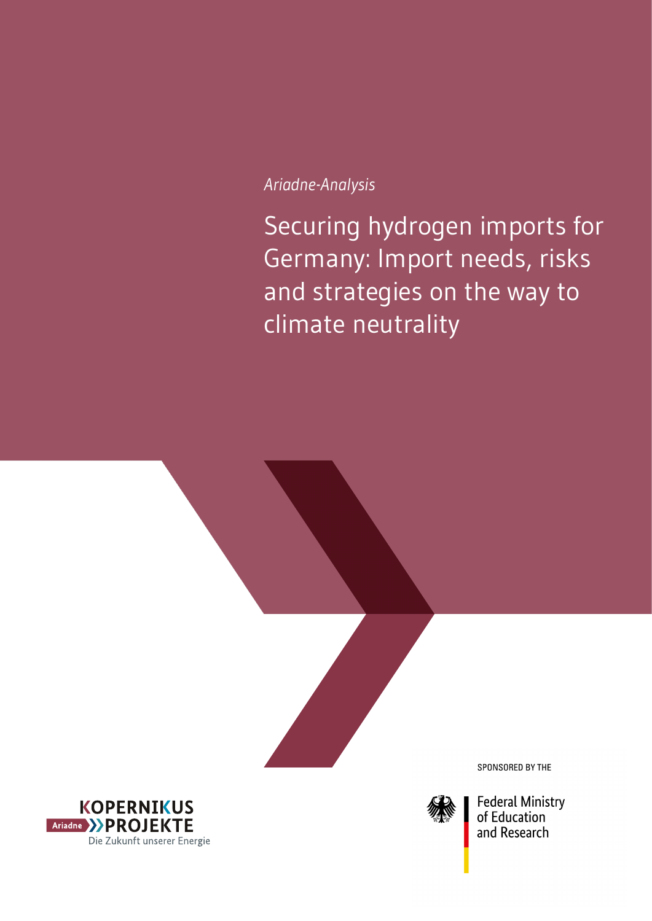*Ariadne-Analysis*

# Securing hydrogen imports for Germany: Import needs, risks and strategies on the way to climate neutrality

KOPERNIKUS PROJEKTE

Ariadne

Die Zukunft unserer Energie

SPONSORED BY THE

Federal Ministry of Education and Research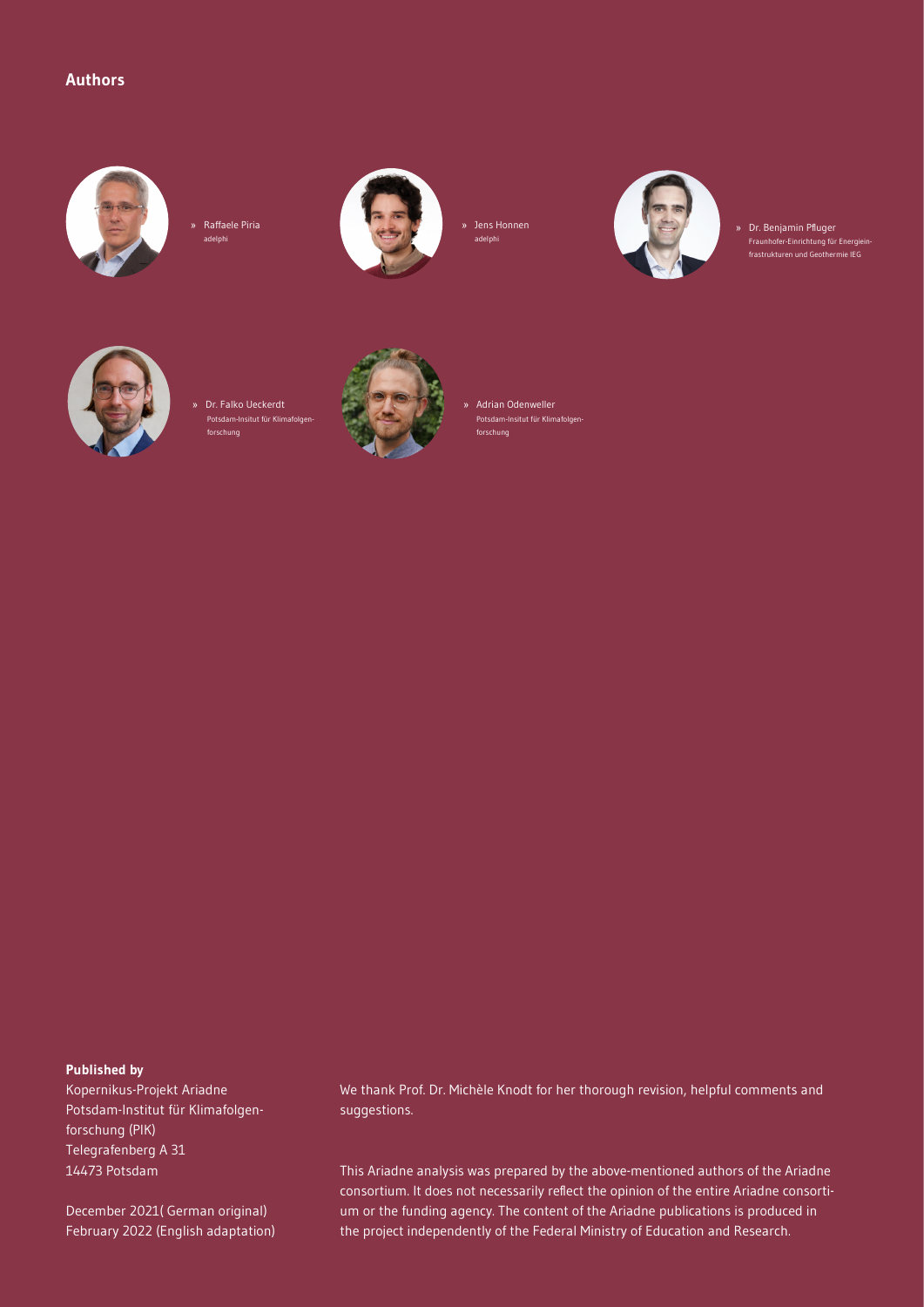## Authors

» Raffaele Piria
adelphi

» Jens Honnen
adelphi

» Dr. Benjamin Pfluger
Fraunhofer-Einrichtung für Energieinfrastrukturen und Geothermie IEG

» Dr. Falko Ueckerdt
Potsdam-Insitut für Klimafolgenforschung

» Adrian Odenweller
Potsdam-Insitut für Klimafolgenforschung

**Published by**

Kopernikus-Projekt Ariadne
Potsdam-Institut für Klimafolgenforschung (PIK)
Telegrafenberg A 31
14473 Potsdam

December 2021( German original)
February 2022 (English adaptation)

We thank Prof. Dr. Michèle Knodt for her thorough revision, helpful comments and suggestions.

This Ariadne analysis was prepared by the above-mentioned authors of the Ariadne consortium. It does not necessarily reflect the opinion of the entire Ariadne consortium or the funding agency. The content of the Ariadne publications is produced in the project independently of the Federal Ministry of Education and Research.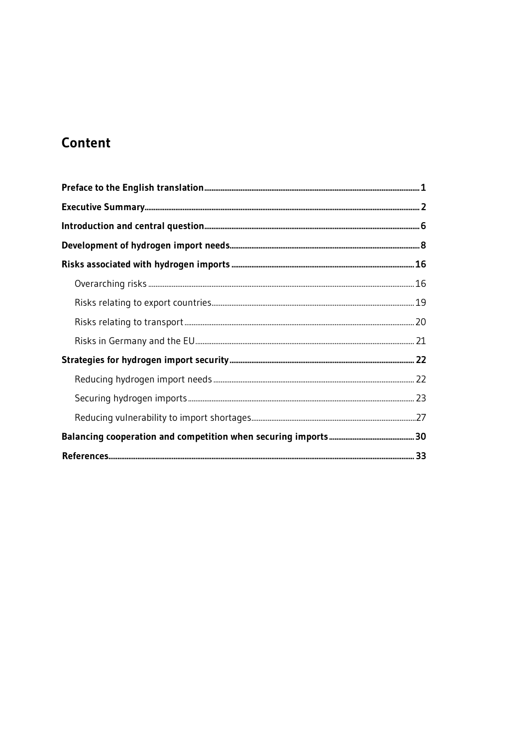# Content

**Preface to the English translation** ..... **1**

**Executive Summary** ..... **2**

**Introduction and central question** ..... **6**

**Development of hydrogen import needs** ..... **8**

**Risks associated with hydrogen imports** ..... **16**

- Overarching risks ..... 16
- Risks relating to export countries ..... 19
- Risks relating to transport ..... 20
- Risks in Germany and the EU ..... 21

**Strategies for hydrogen import security** ..... **22**

- Reducing hydrogen import needs ..... 22
- Securing hydrogen imports ..... 23
- Reducing vulnerability to import shortages ..... 27

**Balancing cooperation and competition when securing imports** ..... **30**

**References** ..... **33**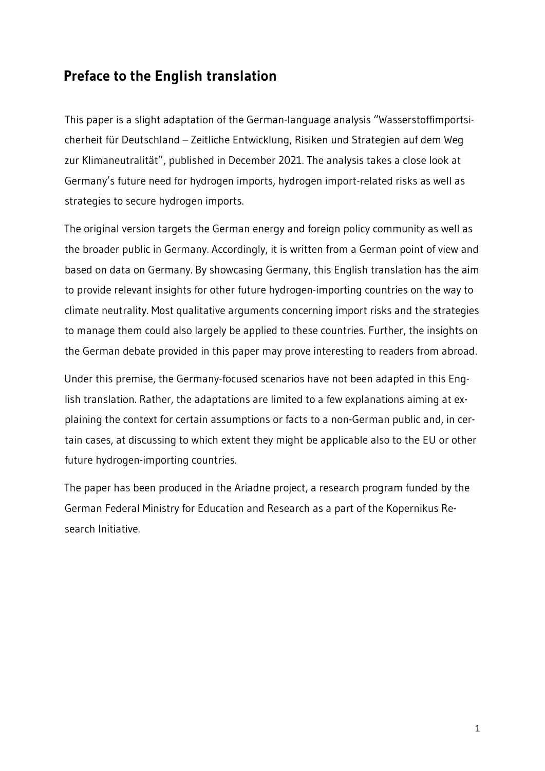## Preface to the English translation

This paper is a slight adaptation of the German-language analysis "Wasserstoffimportsicherheit für Deutschland – Zeitliche Entwicklung, Risiken und Strategien auf dem Weg zur Klimaneutralität", published in December 2021. The analysis takes a close look at Germany's future need for hydrogen imports, hydrogen import-related risks as well as strategies to secure hydrogen imports.

The original version targets the German energy and foreign policy community as well as the broader public in Germany. Accordingly, it is written from a German point of view and based on data on Germany. By showcasing Germany, this English translation has the aim to provide relevant insights for other future hydrogen-importing countries on the way to climate neutrality. Most qualitative arguments concerning import risks and the strategies to manage them could also largely be applied to these countries. Further, the insights on the German debate provided in this paper may prove interesting to readers from abroad.

Under this premise, the Germany-focused scenarios have not been adapted in this English translation. Rather, the adaptations are limited to a few explanations aiming at explaining the context for certain assumptions or facts to a non-German public and, in certain cases, at discussing to which extent they might be applicable also to the EU or other future hydrogen-importing countries.

The paper has been produced in the Ariadne project, a research program funded by the German Federal Ministry for Education and Research as a part of the Kopernikus Research Initiative.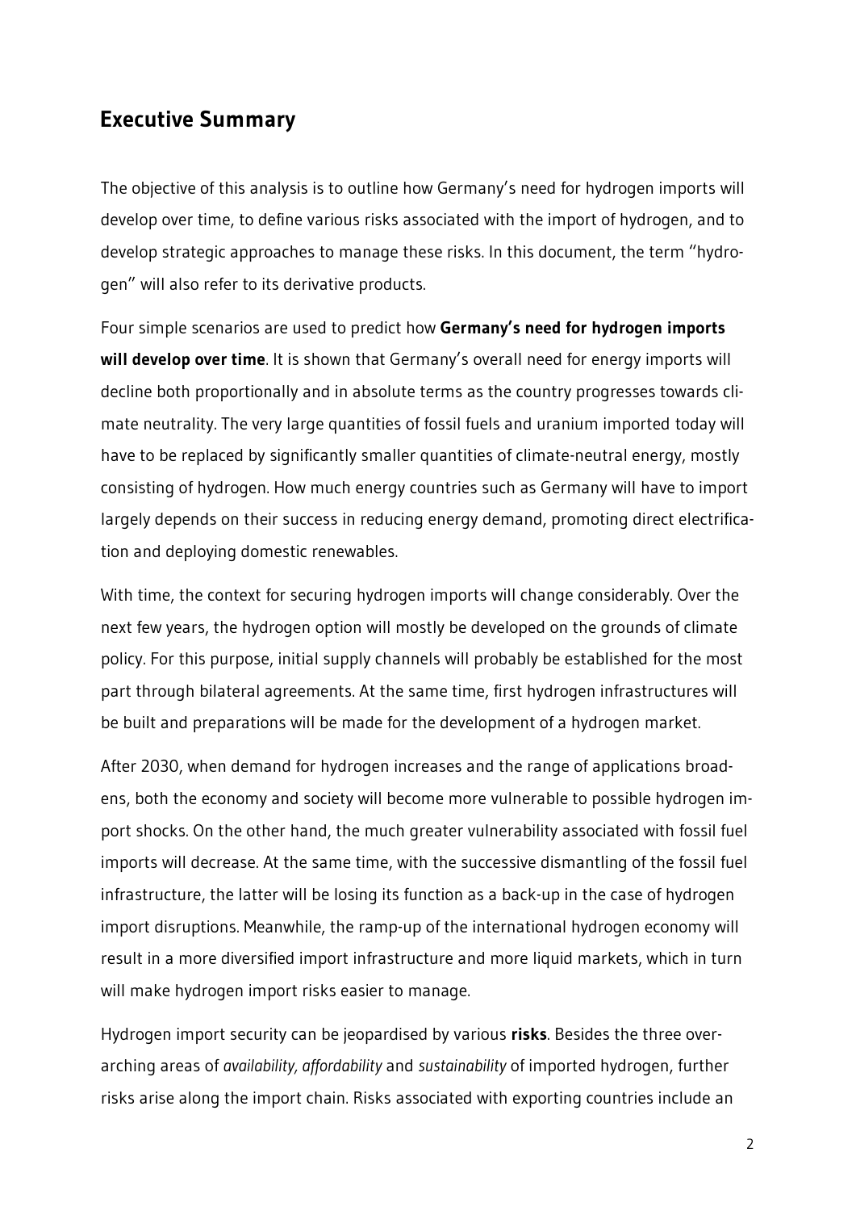## Executive Summary

The objective of this analysis is to outline how Germany's need for hydrogen imports will develop over time, to define various risks associated with the import of hydrogen, and to develop strategic approaches to manage these risks. In this document, the term "hydrogen" will also refer to its derivative products.

Four simple scenarios are used to predict how **Germany's need for hydrogen imports will develop over time**. It is shown that Germany's overall need for energy imports will decline both proportionally and in absolute terms as the country progresses towards climate neutrality. The very large quantities of fossil fuels and uranium imported today will have to be replaced by significantly smaller quantities of climate-neutral energy, mostly consisting of hydrogen. How much energy countries such as Germany will have to import largely depends on their success in reducing energy demand, promoting direct electrification and deploying domestic renewables.

With time, the context for securing hydrogen imports will change considerably. Over the next few years, the hydrogen option will mostly be developed on the grounds of climate policy. For this purpose, initial supply channels will probably be established for the most part through bilateral agreements. At the same time, first hydrogen infrastructures will be built and preparations will be made for the development of a hydrogen market.

After 2030, when demand for hydrogen increases and the range of applications broadens, both the economy and society will become more vulnerable to possible hydrogen import shocks. On the other hand, the much greater vulnerability associated with fossil fuel imports will decrease. At the same time, with the successive dismantling of the fossil fuel infrastructure, the latter will be losing its function as a back-up in the case of hydrogen import disruptions. Meanwhile, the ramp-up of the international hydrogen economy will result in a more diversified import infrastructure and more liquid markets, which in turn will make hydrogen import risks easier to manage.

Hydrogen import security can be jeopardised by various **risks**. Besides the three overarching areas of *availability, affordability* and *sustainability* of imported hydrogen, further risks arise along the import chain. Risks associated with exporting countries include an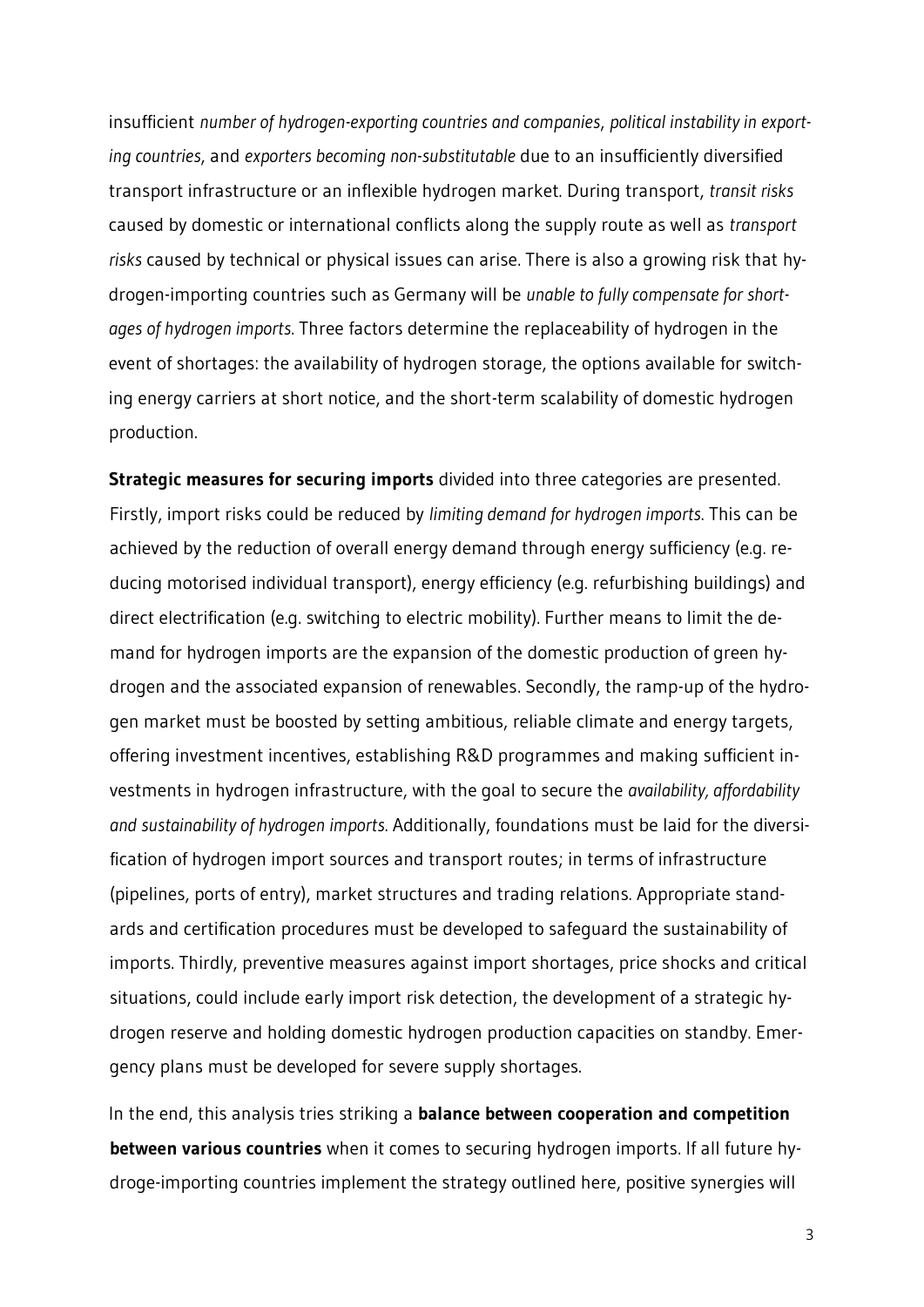insufficient *number of hydrogen-exporting countries and companies*, *political instability in exporting countries*, and *exporters becoming non-substitutable* due to an insufficiently diversified transport infrastructure or an inflexible hydrogen market. During transport, *transit risks* caused by domestic or international conflicts along the supply route as well as *transport risks* caused by technical or physical issues can arise. There is also a growing risk that hydrogen-importing countries such as Germany will be *unable to fully compensate for shortages of hydrogen imports*. Three factors determine the replaceability of hydrogen in the event of shortages: the availability of hydrogen storage, the options available for switching energy carriers at short notice, and the short-term scalability of domestic hydrogen production.

**Strategic measures for securing imports** divided into three categories are presented. Firstly, import risks could be reduced by *limiting demand for hydrogen imports*. This can be achieved by the reduction of overall energy demand through energy sufficiency (e.g. reducing motorised individual transport), energy efficiency (e.g. refurbishing buildings) and direct electrification (e.g. switching to electric mobility). Further means to limit the demand for hydrogen imports are the expansion of the domestic production of green hydrogen and the associated expansion of renewables. Secondly, the ramp-up of the hydrogen market must be boosted by setting ambitious, reliable climate and energy targets, offering investment incentives, establishing R&D programmes and making sufficient investments in hydrogen infrastructure, with the goal to secure the *availability, affordability and sustainability of hydrogen imports*. Additionally, foundations must be laid for the diversification of hydrogen import sources and transport routes; in terms of infrastructure (pipelines, ports of entry), market structures and trading relations. Appropriate standards and certification procedures must be developed to safeguard the sustainability of imports. Thirdly, preventive measures against import shortages, price shocks and critical situations, could include early import risk detection, the development of a strategic hydrogen reserve and holding domestic hydrogen production capacities on standby. Emergency plans must be developed for severe supply shortages.

In the end, this analysis tries striking a **balance between cooperation and competition between various countries** when it comes to securing hydrogen imports. If all future hydroge-importing countries implement the strategy outlined here, positive synergies will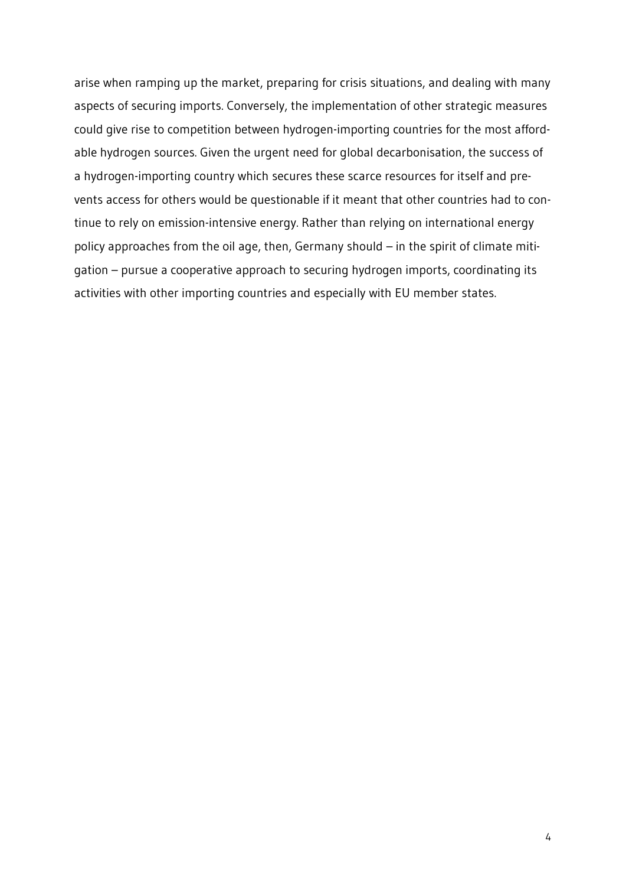arise when ramping up the market, preparing for crisis situations, and dealing with many aspects of securing imports. Conversely, the implementation of other strategic measures could give rise to competition between hydrogen-importing countries for the most affordable hydrogen sources. Given the urgent need for global decarbonisation, the success of a hydrogen-importing country which secures these scarce resources for itself and prevents access for others would be questionable if it meant that other countries had to continue to rely on emission-intensive energy. Rather than relying on international energy policy approaches from the oil age, then, Germany should – in the spirit of climate mitigation – pursue a cooperative approach to securing hydrogen imports, coordinating its activities with other importing countries and especially with EU member states.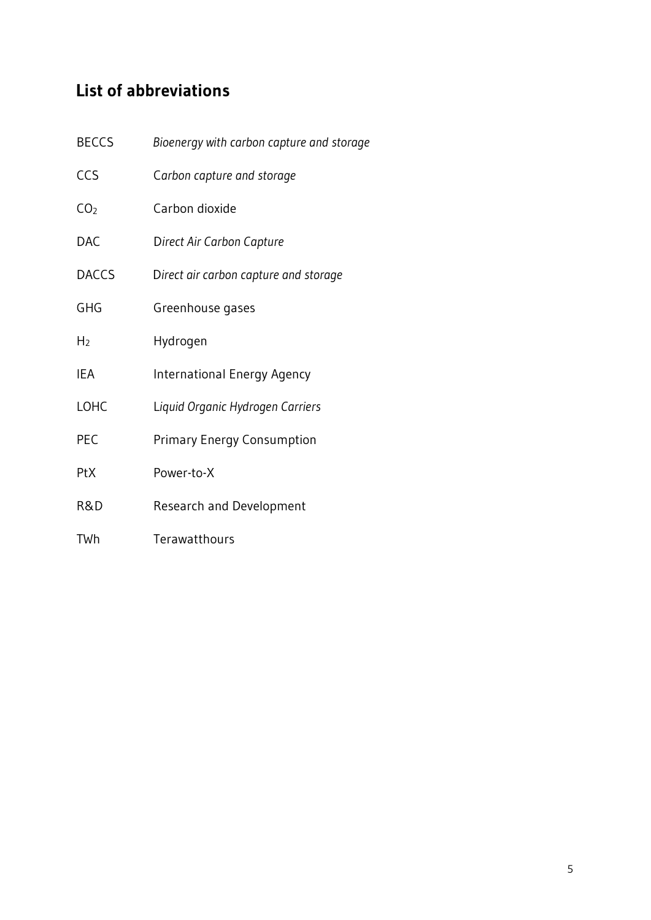## List of abbreviations

| | |
|---|---|
| BECCS | *Bioenergy with carbon capture and storage* |
| CCS | *Carbon capture and storage* |
| $CO_2$ | Carbon dioxide |
| DAC | *Direct Air Carbon Capture* |
| DACCS | *Direct air carbon capture and storage* |
| GHG | Greenhouse gases |
| $H_2$ | Hydrogen |
| IEA | International Energy Agency |
| LOHC | *Liquid Organic Hydrogen Carriers* |
| PEC | Primary Energy Consumption |
| PtX | Power-to-X |
| R&D | Research and Development |
| TWh | Terawatthours |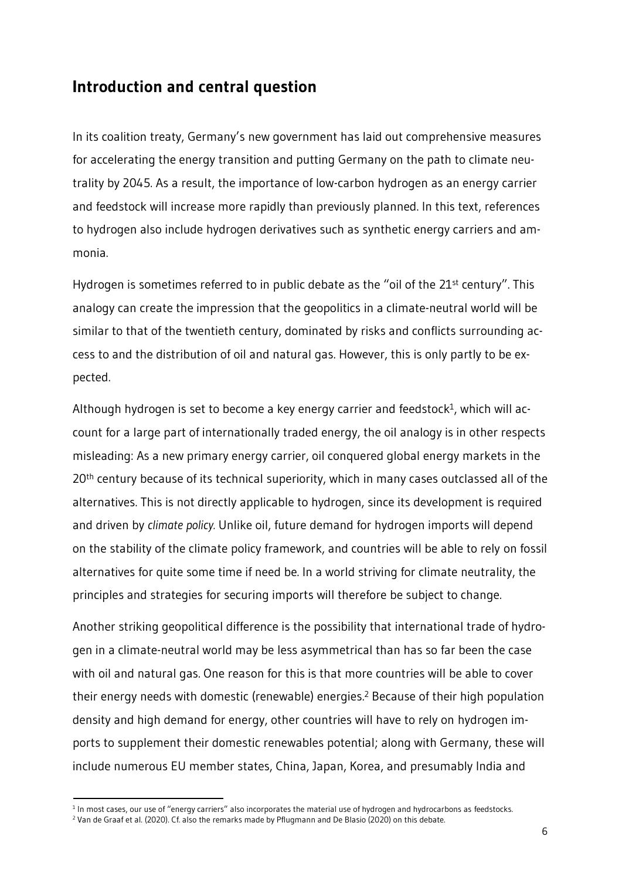## Introduction and central question

In its coalition treaty, Germany's new government has laid out comprehensive measures for accelerating the energy transition and putting Germany on the path to climate neutrality by 2045. As a result, the importance of low-carbon hydrogen as an energy carrier and feedstock will increase more rapidly than previously planned. In this text, references to hydrogen also include hydrogen derivatives such as synthetic energy carriers and ammonia.

Hydrogen is sometimes referred to in public debate as the "oil of the 21st century". This analogy can create the impression that the geopolitics in a climate-neutral world will be similar to that of the twentieth century, dominated by risks and conflicts surrounding access to and the distribution of oil and natural gas. However, this is only partly to be expected.

Although hydrogen is set to become a key energy carrier and feedstock[1], which will account for a large part of internationally traded energy, the oil analogy is in other respects misleading: As a new primary energy carrier, oil conquered global energy markets in the 20th century because of its technical superiority, which in many cases outclassed all of the alternatives. This is not directly applicable to hydrogen, since its development is required and driven by *climate policy.* Unlike oil, future demand for hydrogen imports will depend on the stability of the climate policy framework, and countries will be able to rely on fossil alternatives for quite some time if need be. In a world striving for climate neutrality, the principles and strategies for securing imports will therefore be subject to change.

Another striking geopolitical difference is the possibility that international trade of hydrogen in a climate-neutral world may be less asymmetrical than has so far been the case with oil and natural gas. One reason for this is that more countries will be able to cover their energy needs with domestic (renewable) energies.[2] Because of their high population density and high demand for energy, other countries will have to rely on hydrogen imports to supplement their domestic renewables potential; along with Germany, these will include numerous EU member states, China, Japan, Korea, and presumably India and

[1] In most cases, our use of "energy carriers" also incorporates the material use of hydrogen and hydrocarbons as feedstocks.

[2] Van de Graaf et al. (2020). Cf. also the remarks made by Pflugmann and De Blasio (2020) on this debate.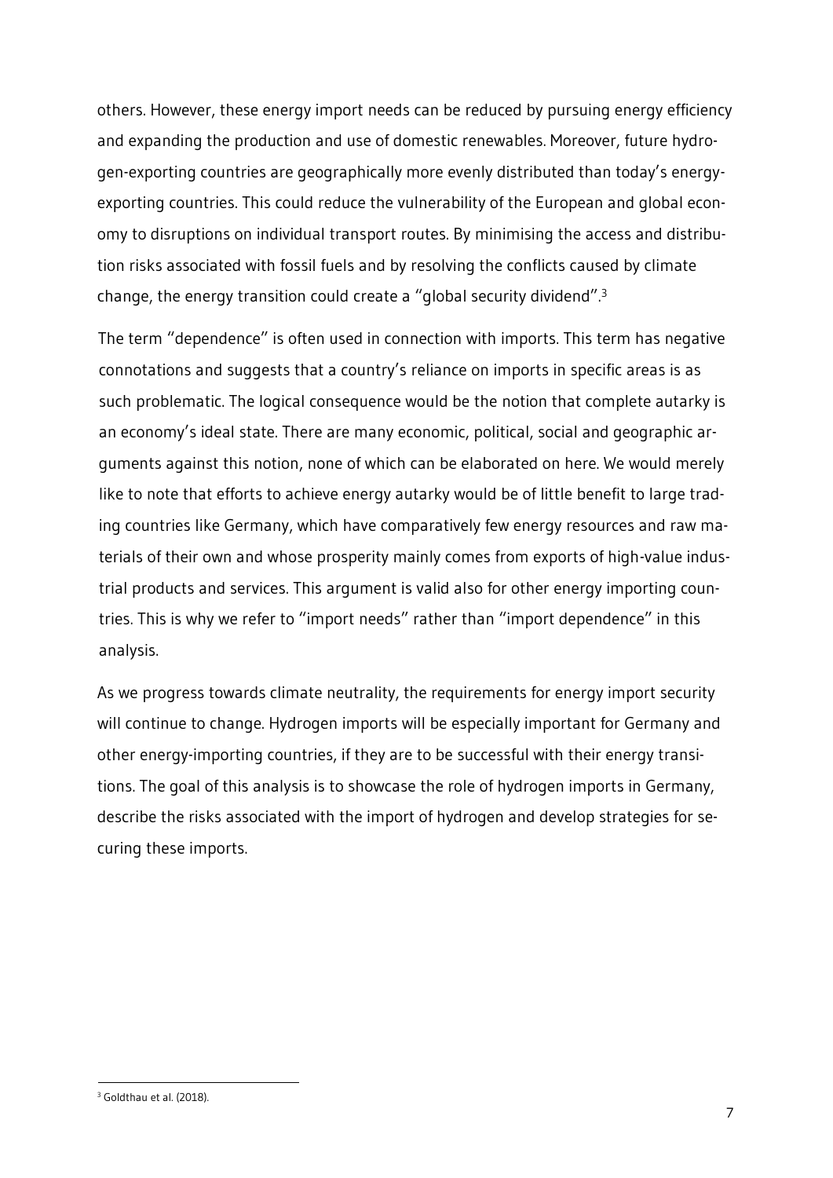others. However, these energy import needs can be reduced by pursuing energy efficiency and expanding the production and use of domestic renewables. Moreover, future hydrogen-exporting countries are geographically more evenly distributed than today's energy-exporting countries. This could reduce the vulnerability of the European and global economy to disruptions on individual transport routes. By minimising the access and distribution risks associated with fossil fuels and by resolving the conflicts caused by climate change, the energy transition could create a "global security dividend".[3]

The term "dependence" is often used in connection with imports. This term has negative connotations and suggests that a country's reliance on imports in specific areas is as such problematic. The logical consequence would be the notion that complete autarky is an economy's ideal state. There are many economic, political, social and geographic arguments against this notion, none of which can be elaborated on here. We would merely like to note that efforts to achieve energy autarky would be of little benefit to large trading countries like Germany, which have comparatively few energy resources and raw materials of their own and whose prosperity mainly comes from exports of high-value industrial products and services. This argument is valid also for other energy importing countries. This is why we refer to "import needs" rather than "import dependence" in this analysis.

As we progress towards climate neutrality, the requirements for energy import security will continue to change. Hydrogen imports will be especially important for Germany and other energy-importing countries, if they are to be successful with their energy transitions. The goal of this analysis is to showcase the role of hydrogen imports in Germany, describe the risks associated with the import of hydrogen and develop strategies for securing these imports.

[3] Goldthau et al. (2018).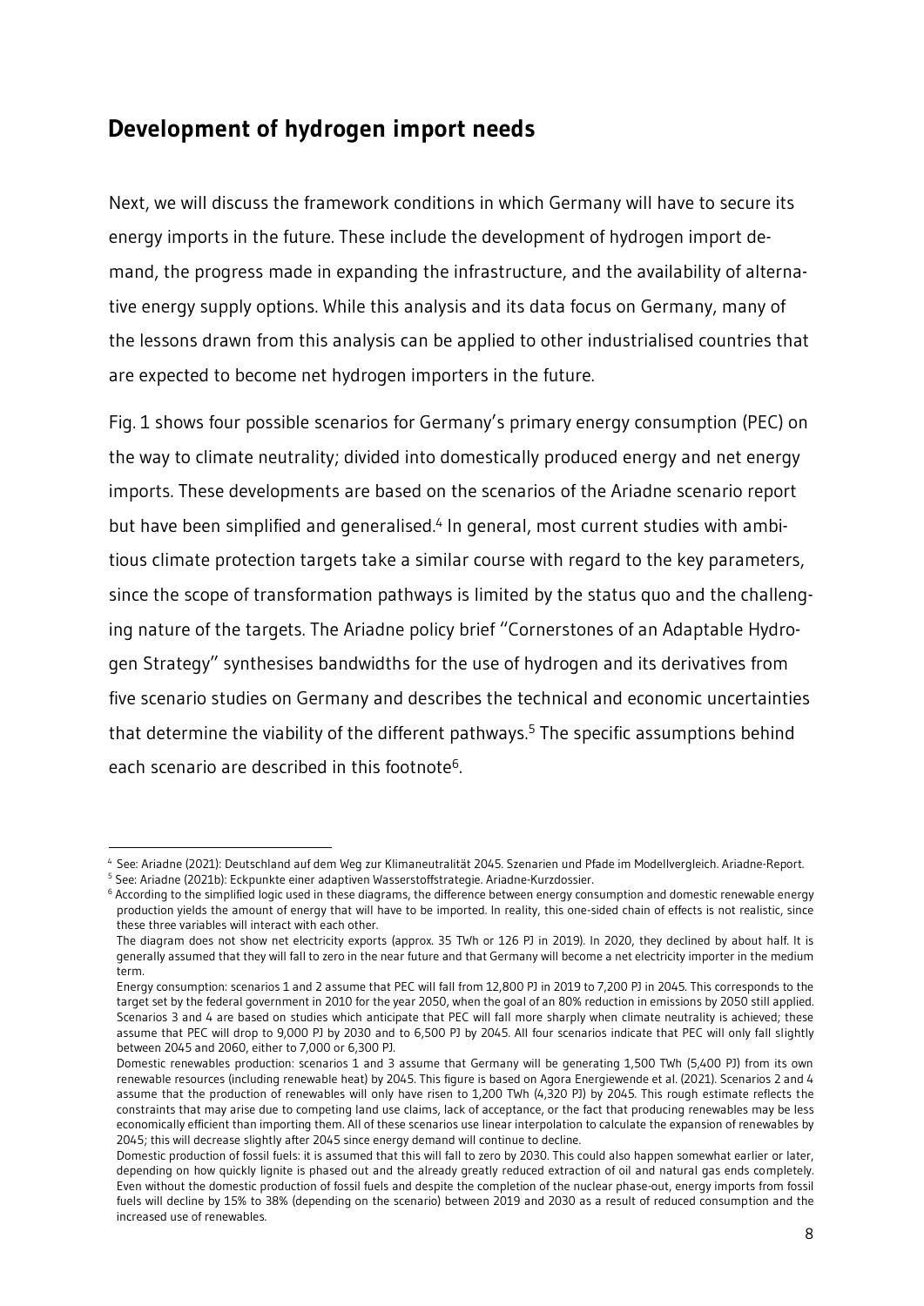## Development of hydrogen import needs

Next, we will discuss the framework conditions in which Germany will have to secure its energy imports in the future. These include the development of hydrogen import demand, the progress made in expanding the infrastructure, and the availability of alternative energy supply options. While this analysis and its data focus on Germany, many of the lessons drawn from this analysis can be applied to other industrialised countries that are expected to become net hydrogen importers in the future.

Fig. 1 shows four possible scenarios for Germany's primary energy consumption (PEC) on the way to climate neutrality; divided into domestically produced energy and net energy imports. These developments are based on the scenarios of the Ariadne scenario report but have been simplified and generalised.[4] In general, most current studies with ambitious climate protection targets take a similar course with regard to the key parameters, since the scope of transformation pathways is limited by the status quo and the challenging nature of the targets. The Ariadne policy brief "Cornerstones of an Adaptable Hydrogen Strategy" synthesises bandwidths for the use of hydrogen and its derivatives from five scenario studies on Germany and describes the technical and economic uncertainties that determine the viability of the different pathways.[5] The specific assumptions behind each scenario are described in this footnote[6].

---

[4] See: Ariadne (2021): Deutschland auf dem Weg zur Klimaneutralität 2045. Szenarien und Pfade im Modellvergleich. Ariadne-Report.

[5] See: Ariadne (2021b): Eckpunkte einer adaptiven Wasserstoffstrategie. Ariadne-Kurzdossier.

[6] According to the simplified logic used in these diagrams, the difference between energy consumption and domestic renewable energy production yields the amount of energy that will have to be imported. In reality, this one-sided chain of effects is not realistic, since these three variables will interact with each other.

The diagram does not show net electricity exports (approx. 35 TWh or 126 PJ in 2019). In 2020, they declined by about half. It is generally assumed that they will fall to zero in the near future and that Germany will become a net electricity importer in the medium term.

Energy consumption: scenarios 1 and 2 assume that PEC will fall from 12,800 PJ in 2019 to 7,200 PJ in 2045. This corresponds to the target set by the federal government in 2010 for the year 2050, when the goal of an 80% reduction in emissions by 2050 still applied. Scenarios 3 and 4 are based on studies which anticipate that PEC will fall more sharply when climate neutrality is achieved; these assume that PEC will drop to 9,000 PJ by 2030 and to 6,500 PJ by 2045. All four scenarios indicate that PEC will only fall slightly between 2045 and 2060, either to 7,000 or 6,300 PJ.

Domestic renewables production: scenarios 1 and 3 assume that Germany will be generating 1,500 TWh (5,400 PJ) from its own renewable resources (including renewable heat) by 2045. This figure is based on Agora Energiewende et al. (2021). Scenarios 2 and 4 assume that the production of renewables will only have risen to 1,200 TWh (4,320 PJ) by 2045. This rough estimate reflects the constraints that may arise due to competing land use claims, lack of acceptance, or the fact that producing renewables may be less economically efficient than importing them. All of these scenarios use linear interpolation to calculate the expansion of renewables by 2045; this will decrease slightly after 2045 since energy demand will continue to decline.

Domestic production of fossil fuels: it is assumed that this will fall to zero by 2030. This could also happen somewhat earlier or later, depending on how quickly lignite is phased out and the already greatly reduced extraction of oil and natural gas ends completely. Even without the domestic production of fossil fuels and despite the completion of the nuclear phase-out, energy imports from fossil fuels will decline by 15% to 38% (depending on the scenario) between 2019 and 2030 as a result of reduced consumption and the increased use of renewables.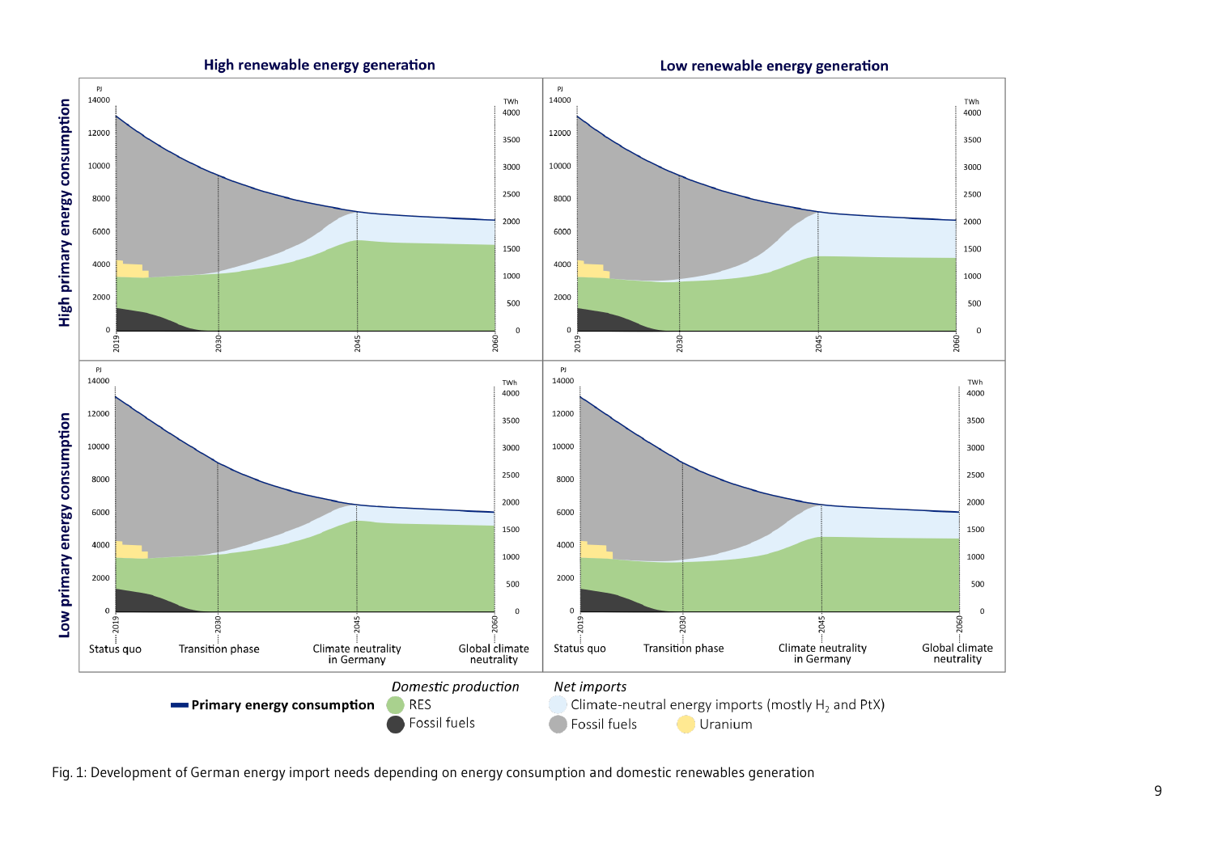Fig. 1: Development of German energy import needs depending on energy consumption and domestic renewables generation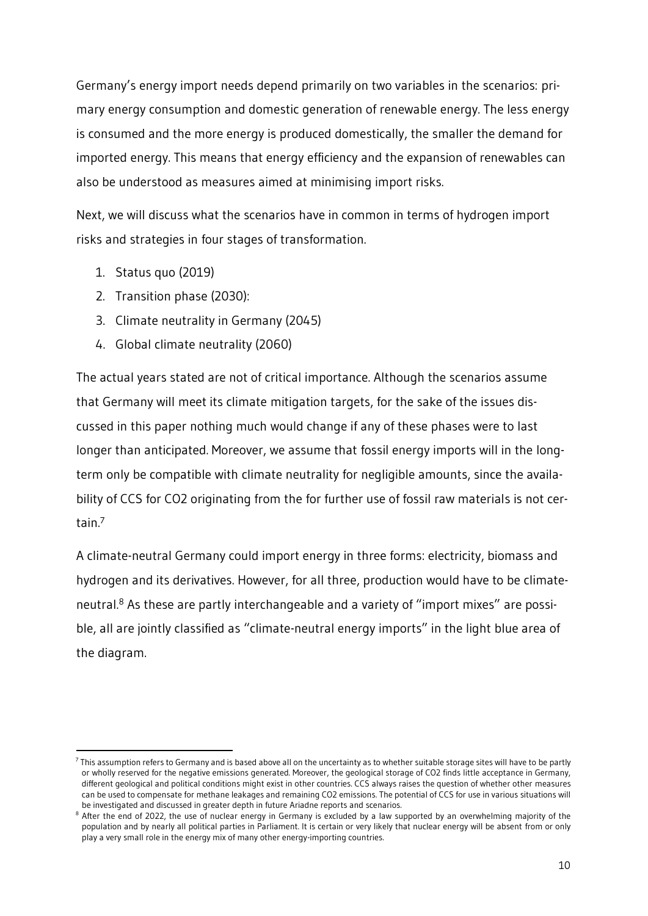Germany's energy import needs depend primarily on two variables in the scenarios: primary energy consumption and domestic generation of renewable energy. The less energy is consumed and the more energy is produced domestically, the smaller the demand for imported energy. This means that energy efficiency and the expansion of renewables can also be understood as measures aimed at minimising import risks.

Next, we will discuss what the scenarios have in common in terms of hydrogen import risks and strategies in four stages of transformation.

1. Status quo (2019)
2. Transition phase (2030):
3. Climate neutrality in Germany (2045)
4. Global climate neutrality (2060)

The actual years stated are not of critical importance. Although the scenarios assume that Germany will meet its climate mitigation targets, for the sake of the issues discussed in this paper nothing much would change if any of these phases were to last longer than anticipated. Moreover, we assume that fossil energy imports will in the long-term only be compatible with climate neutrality for negligible amounts, since the availability of CCS for CO2 originating from the for further use of fossil raw materials is not certain.[7]

A climate-neutral Germany could import energy in three forms: electricity, biomass and hydrogen and its derivatives. However, for all three, production would have to be climate-neutral.[8] As these are partly interchangeable and a variety of "import mixes" are possible, all are jointly classified as "climate-neutral energy imports" in the light blue area of the diagram.

---

[7] This assumption refers to Germany and is based above all on the uncertainty as to whether suitable storage sites will have to be partly or wholly reserved for the negative emissions generated. Moreover, the geological storage of CO2 finds little acceptance in Germany, different geological and political conditions might exist in other countries. CCS always raises the question of whether other measures can be used to compensate for methane leakages and remaining CO2 emissions. The potential of CCS for use in various situations will be investigated and discussed in greater depth in future Ariadne reports and scenarios.

[8] After the end of 2022, the use of nuclear energy in Germany is excluded by a law supported by an overwhelming majority of the population and by nearly all political parties in Parliament. It is certain or very likely that nuclear energy will be absent from or only play a very small role in the energy mix of many other energy-importing countries.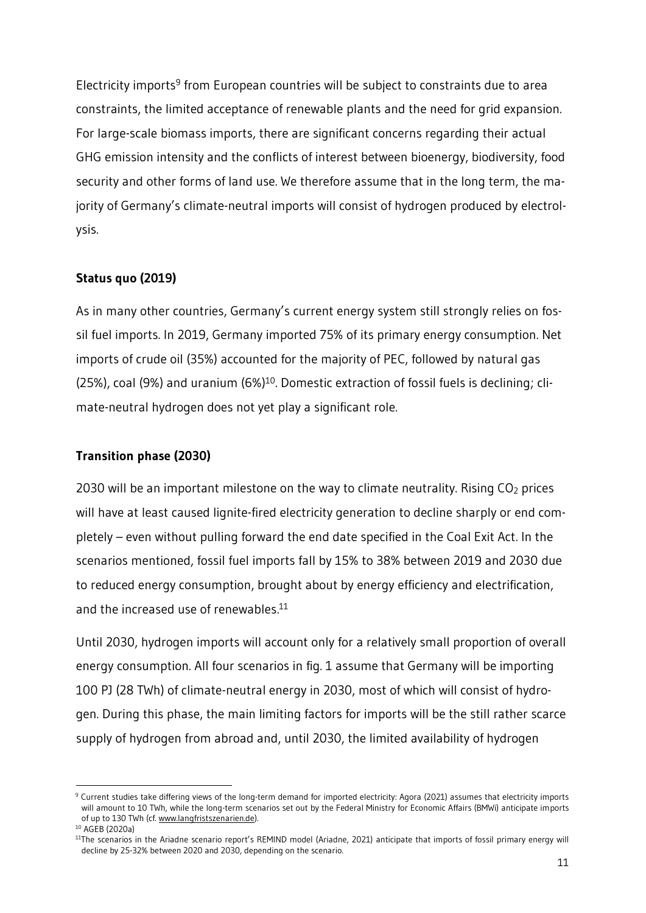Electricity imports[9] from European countries will be subject to constraints due to area constraints, the limited acceptance of renewable plants and the need for grid expansion. For large-scale biomass imports, there are significant concerns regarding their actual GHG emission intensity and the conflicts of interest between bioenergy, biodiversity, food security and other forms of land use. We therefore assume that in the long term, the majority of Germany's climate-neutral imports will consist of hydrogen produced by electrolysis.

**Status quo (2019)**

As in many other countries, Germany's current energy system still strongly relies on fossil fuel imports. In 2019, Germany imported 75% of its primary energy consumption. Net imports of crude oil (35%) accounted for the majority of PEC, followed by natural gas (25%), coal (9%) and uranium (6%)[10]. Domestic extraction of fossil fuels is declining; climate-neutral hydrogen does not yet play a significant role.

**Transition phase (2030)**

2030 will be an important milestone on the way to climate neutrality. Rising $CO_2$ prices will have at least caused lignite-fired electricity generation to decline sharply or end completely – even without pulling forward the end date specified in the Coal Exit Act. In the scenarios mentioned, fossil fuel imports fall by 15% to 38% between 2019 and 2030 due to reduced energy consumption, brought about by energy efficiency and electrification, and the increased use of renewables.[11]

Until 2030, hydrogen imports will account only for a relatively small proportion of overall energy consumption. All four scenarios in fig. 1 assume that Germany will be importing 100 PJ (28 TWh) of climate-neutral energy in 2030, most of which will consist of hydrogen. During this phase, the main limiting factors for imports will be the still rather scarce supply of hydrogen from abroad and, until 2030, the limited availability of hydrogen

[9] Current studies take differing views of the long-term demand for imported electricity: Agora (2021) assumes that electricity imports will amount to 10 TWh, while the long-term scenarios set out by the Federal Ministry for Economic Affairs (BMWi) anticipate imports of up to 130 TWh (cf. www.langfristszenarien.de).

[10] AGEB (2020a)

[11] The scenarios in the Ariadne scenario report's REMIND model (Ariadne, 2021) anticipate that imports of fossil primary energy will decline by 25-32% between 2020 and 2030, depending on the scenario.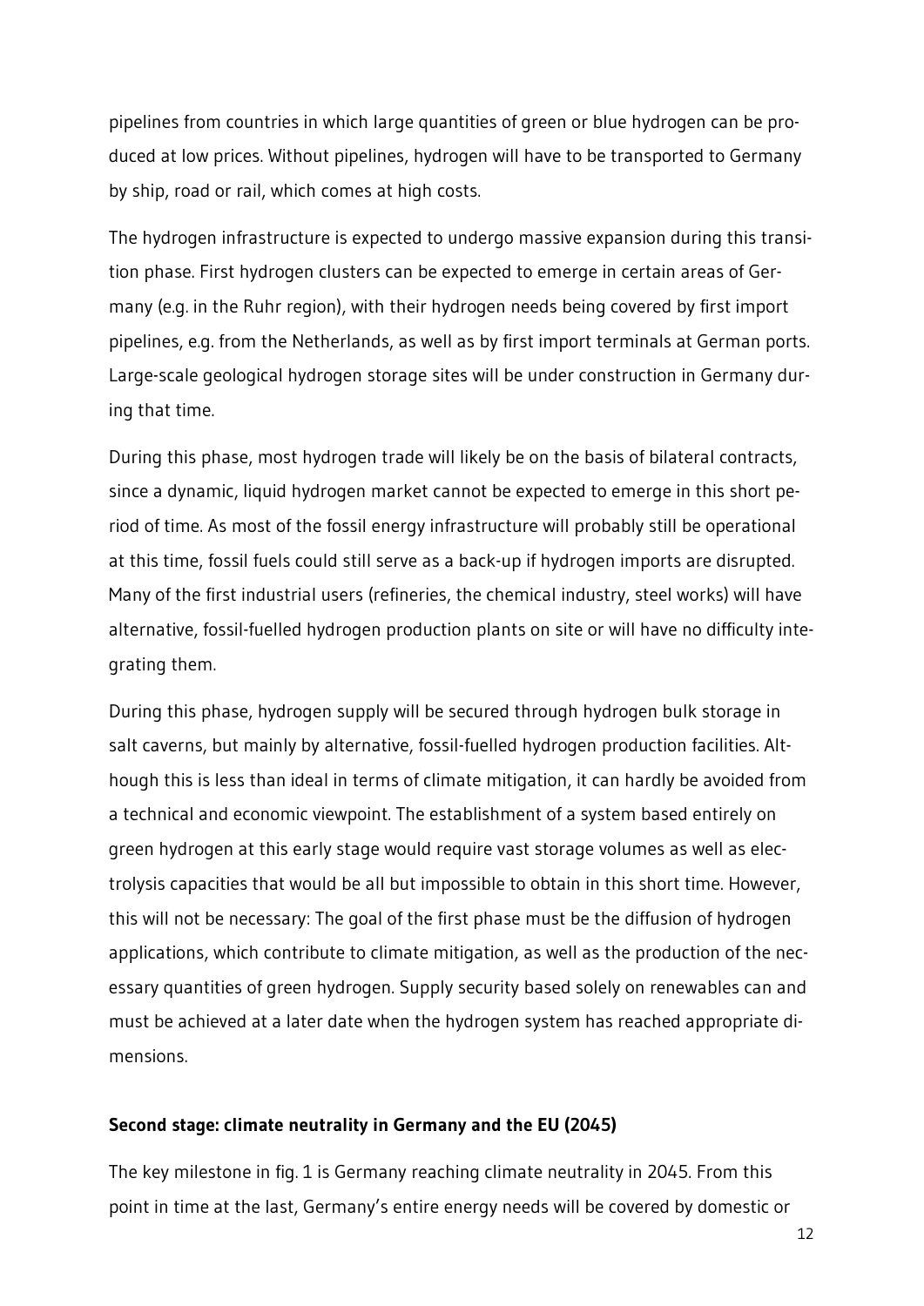pipelines from countries in which large quantities of green or blue hydrogen can be produced at low prices. Without pipelines, hydrogen will have to be transported to Germany by ship, road or rail, which comes at high costs.

The hydrogen infrastructure is expected to undergo massive expansion during this transition phase. First hydrogen clusters can be expected to emerge in certain areas of Germany (e.g. in the Ruhr region), with their hydrogen needs being covered by first import pipelines, e.g. from the Netherlands, as well as by first import terminals at German ports. Large-scale geological hydrogen storage sites will be under construction in Germany during that time.

During this phase, most hydrogen trade will likely be on the basis of bilateral contracts, since a dynamic, liquid hydrogen market cannot be expected to emerge in this short period of time. As most of the fossil energy infrastructure will probably still be operational at this time, fossil fuels could still serve as a back-up if hydrogen imports are disrupted. Many of the first industrial users (refineries, the chemical industry, steel works) will have alternative, fossil-fuelled hydrogen production plants on site or will have no difficulty integrating them.

During this phase, hydrogen supply will be secured through hydrogen bulk storage in salt caverns, but mainly by alternative, fossil-fuelled hydrogen production facilities. Although this is less than ideal in terms of climate mitigation, it can hardly be avoided from a technical and economic viewpoint. The establishment of a system based entirely on green hydrogen at this early stage would require vast storage volumes as well as electrolysis capacities that would be all but impossible to obtain in this short time. However, this will not be necessary: The goal of the first phase must be the diffusion of hydrogen applications, which contribute to climate mitigation, as well as the production of the necessary quantities of green hydrogen. Supply security based solely on renewables can and must be achieved at a later date when the hydrogen system has reached appropriate dimensions.

### Second stage: climate neutrality in Germany and the EU (2045)

The key milestone in fig. 1 is Germany reaching climate neutrality in 2045. From this point in time at the last, Germany's entire energy needs will be covered by domestic or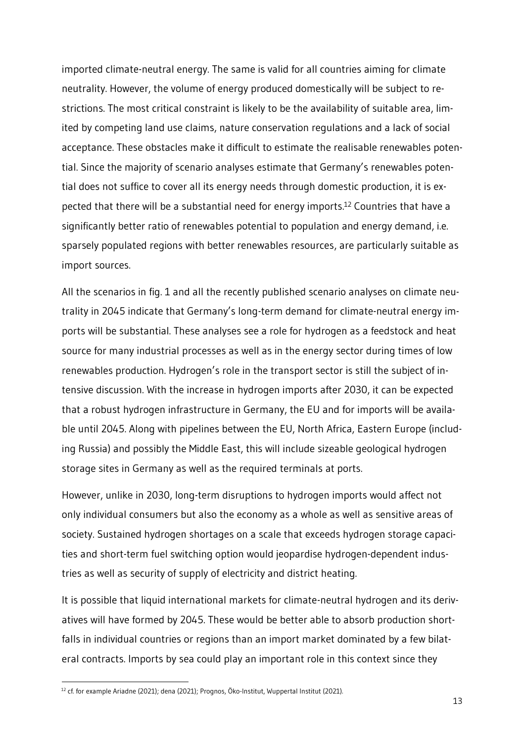imported climate-neutral energy. The same is valid for all countries aiming for climate neutrality. However, the volume of energy produced domestically will be subject to restrictions. The most critical constraint is likely to be the availability of suitable area, limited by competing land use claims, nature conservation regulations and a lack of social acceptance. These obstacles make it difficult to estimate the realisable renewables potential. Since the majority of scenario analyses estimate that Germany's renewables potential does not suffice to cover all its energy needs through domestic production, it is expected that there will be a substantial need for energy imports.[12] Countries that have a significantly better ratio of renewables potential to population and energy demand, i.e. sparsely populated regions with better renewables resources, are particularly suitable as import sources.

All the scenarios in fig. 1 and all the recently published scenario analyses on climate neutrality in 2045 indicate that Germany's long-term demand for climate-neutral energy imports will be substantial. These analyses see a role for hydrogen as a feedstock and heat source for many industrial processes as well as in the energy sector during times of low renewables production. Hydrogen's role in the transport sector is still the subject of intensive discussion. With the increase in hydrogen imports after 2030, it can be expected that a robust hydrogen infrastructure in Germany, the EU and for imports will be available until 2045. Along with pipelines between the EU, North Africa, Eastern Europe (including Russia) and possibly the Middle East, this will include sizeable geological hydrogen storage sites in Germany as well as the required terminals at ports.

However, unlike in 2030, long-term disruptions to hydrogen imports would affect not only individual consumers but also the economy as a whole as well as sensitive areas of society. Sustained hydrogen shortages on a scale that exceeds hydrogen storage capacities and short-term fuel switching option would jeopardise hydrogen-dependent industries as well as security of supply of electricity and district heating.

It is possible that liquid international markets for climate-neutral hydrogen and its derivatives will have formed by 2045. These would be better able to absorb production shortfalls in individual countries or regions than an import market dominated by a few bilateral contracts. Imports by sea could play an important role in this context since they

[12] cf. for example Ariadne (2021); dena (2021); Prognos, Öko-Institut, Wuppertal Institut (2021).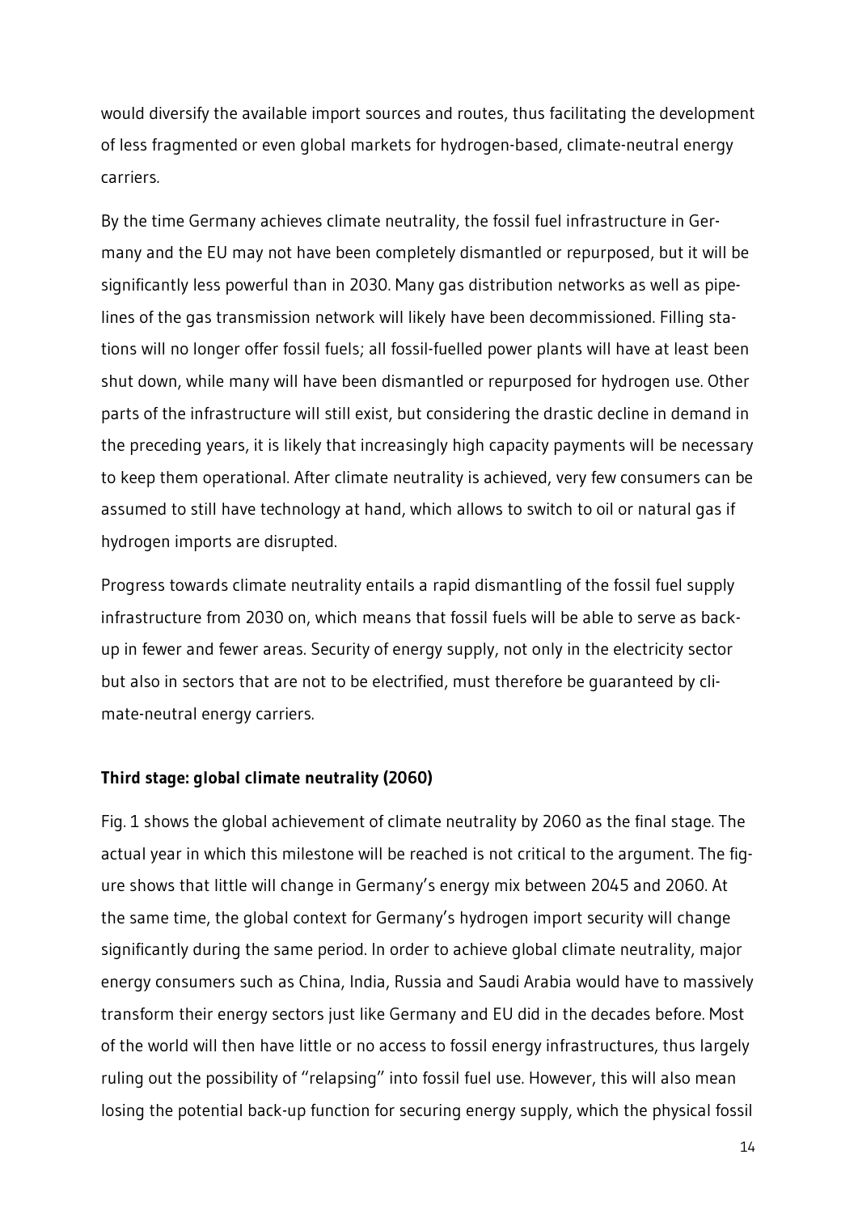would diversify the available import sources and routes, thus facilitating the development of less fragmented or even global markets for hydrogen-based, climate-neutral energy carriers.

By the time Germany achieves climate neutrality, the fossil fuel infrastructure in Germany and the EU may not have been completely dismantled or repurposed, but it will be significantly less powerful than in 2030. Many gas distribution networks as well as pipelines of the gas transmission network will likely have been decommissioned. Filling stations will no longer offer fossil fuels; all fossil-fuelled power plants will have at least been shut down, while many will have been dismantled or repurposed for hydrogen use. Other parts of the infrastructure will still exist, but considering the drastic decline in demand in the preceding years, it is likely that increasingly high capacity payments will be necessary to keep them operational. After climate neutrality is achieved, very few consumers can be assumed to still have technology at hand, which allows to switch to oil or natural gas if hydrogen imports are disrupted.

Progress towards climate neutrality entails a rapid dismantling of the fossil fuel supply infrastructure from 2030 on, which means that fossil fuels will be able to serve as back-up in fewer and fewer areas. Security of energy supply, not only in the electricity sector but also in sectors that are not to be electrified, must therefore be guaranteed by climate-neutral energy carriers.

**Third stage: global climate neutrality (2060)**

Fig. 1 shows the global achievement of climate neutrality by 2060 as the final stage. The actual year in which this milestone will be reached is not critical to the argument. The figure shows that little will change in Germany's energy mix between 2045 and 2060. At the same time, the global context for Germany's hydrogen import security will change significantly during the same period. In order to achieve global climate neutrality, major energy consumers such as China, India, Russia and Saudi Arabia would have to massively transform their energy sectors just like Germany and EU did in the decades before. Most of the world will then have little or no access to fossil energy infrastructures, thus largely ruling out the possibility of "relapsing" into fossil fuel use. However, this will also mean losing the potential back-up function for securing energy supply, which the physical fossil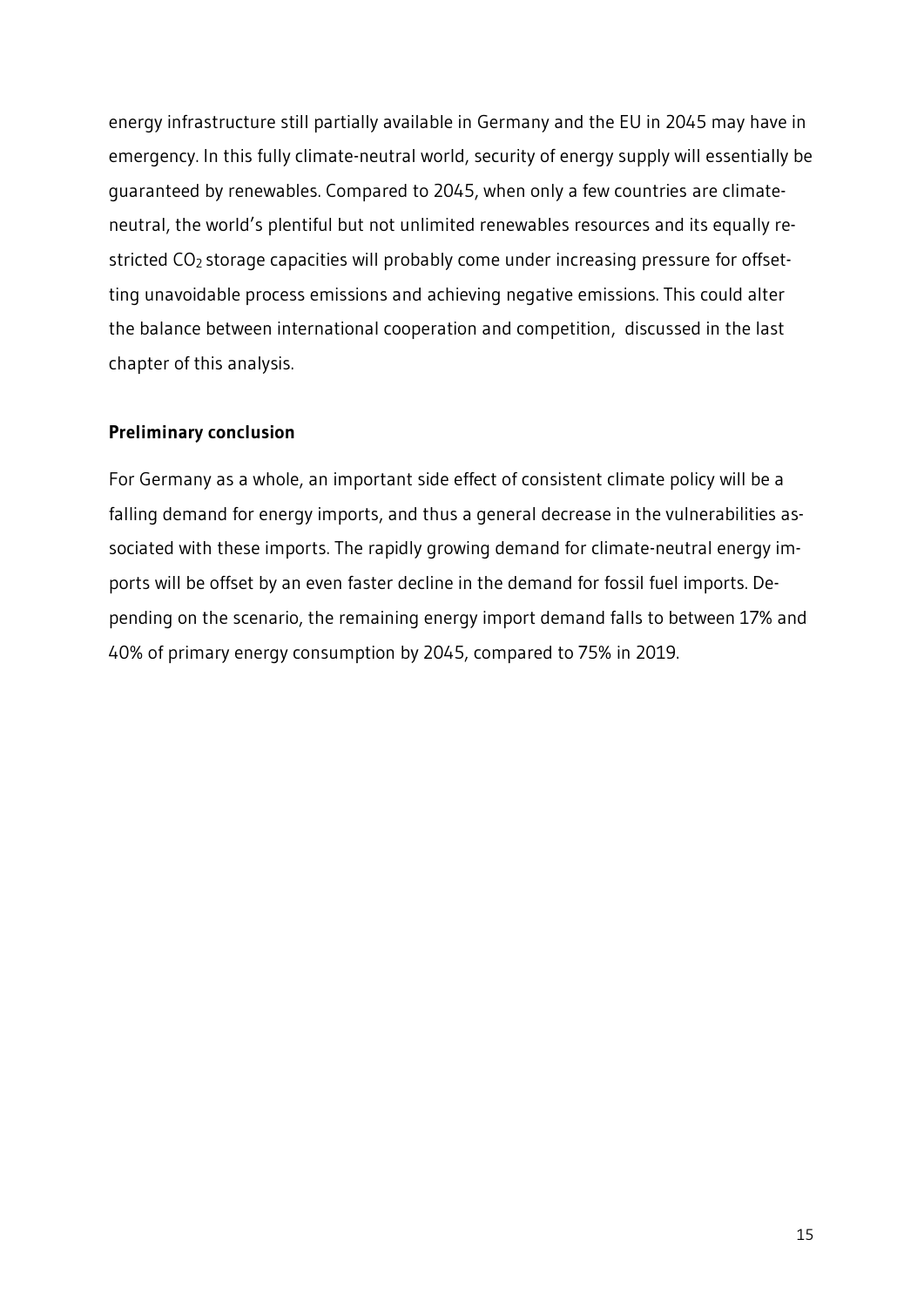energy infrastructure still partially available in Germany and the EU in 2045 may have in emergency. In this fully climate-neutral world, security of energy supply will essentially be guaranteed by renewables. Compared to 2045, when only a few countries are climate-neutral, the world's plentiful but not unlimited renewables resources and its equally restricted $CO_2$ storage capacities will probably come under increasing pressure for offsetting unavoidable process emissions and achieving negative emissions. This could alter the balance between international cooperation and competition, discussed in the last chapter of this analysis.

**Preliminary conclusion**

For Germany as a whole, an important side effect of consistent climate policy will be a falling demand for energy imports, and thus a general decrease in the vulnerabilities associated with these imports. The rapidly growing demand for climate-neutral energy imports will be offset by an even faster decline in the demand for fossil fuel imports. Depending on the scenario, the remaining energy import demand falls to between 17% and 40% of primary energy consumption by 2045, compared to 75% in 2019.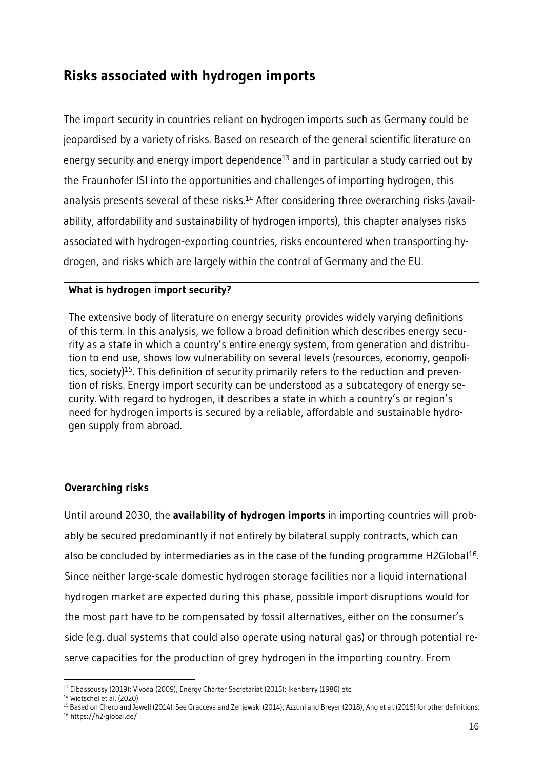## Risks associated with hydrogen imports

The import security in countries reliant on hydrogen imports such as Germany could be jeopardised by a variety of risks. Based on research of the general scientific literature on energy security and energy import dependence[13] and in particular a study carried out by the Fraunhofer ISI into the opportunities and challenges of importing hydrogen, this analysis presents several of these risks.[14] After considering three overarching risks (availability, affordability and sustainability of hydrogen imports), this chapter analyses risks associated with hydrogen-exporting countries, risks encountered when transporting hydrogen, and risks which are largely within the control of Germany and the EU.

**What is hydrogen import security?**

The extensive body of literature on energy security provides widely varying definitions of this term. In this analysis, we follow a broad definition which describes energy security as a state in which a country's entire energy system, from generation and distribution to end use, shows low vulnerability on several levels (resources, economy, geopolitics, society)[15]. This definition of security primarily refers to the reduction and prevention of risks. Energy import security can be understood as a subcategory of energy security. With regard to hydrogen, it describes a state in which a country's or region's need for hydrogen imports is secured by a reliable, affordable and sustainable hydrogen supply from abroad.

### Overarching risks

Until around 2030, the **availability of hydrogen imports** in importing countries will probably be secured predominantly if not entirely by bilateral supply contracts, which can also be concluded by intermediaries as in the case of the funding programme H2Global[16]. Since neither large-scale domestic hydrogen storage facilities nor a liquid international hydrogen market are expected during this phase, possible import disruptions would for the most part have to be compensated by fossil alternatives, either on the consumer's side (e.g. dual systems that could also operate using natural gas) or through potential reserve capacities for the production of grey hydrogen in the importing country. From

---

[13] Elbassoussy (2019); Vivoda (2009); Energy Charter Secretariat (2015); Ikenberry (1986) etc.

[14] Wietschel et al. (2020)

[15] Based on Cherp and Jewell (2014). See Gracceva and Zenjewski (2014); Azzuni and Breyer (2018); Ang et al. (2015) for other definitions.

[16] https://h2-global.de/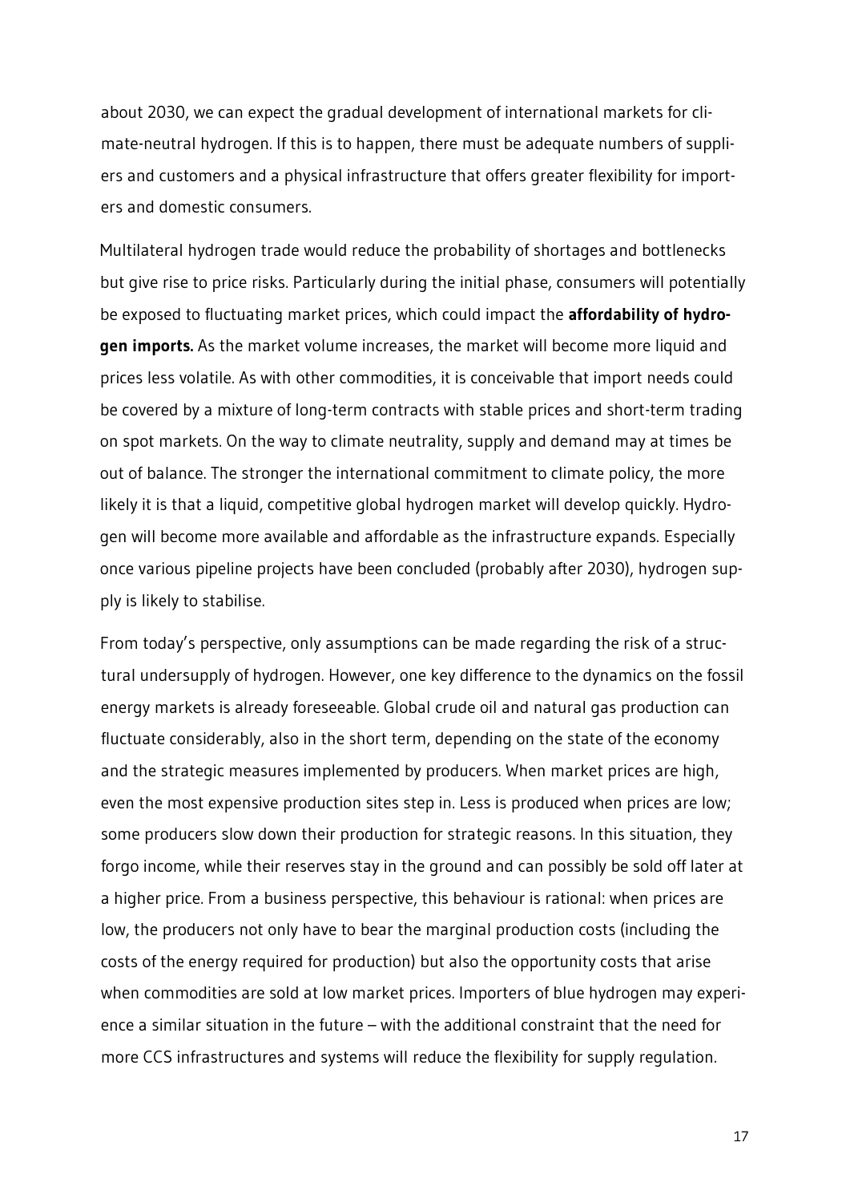about 2030, we can expect the gradual development of international markets for climate-neutral hydrogen. If this is to happen, there must be adequate numbers of suppliers and customers and a physical infrastructure that offers greater flexibility for importers and domestic consumers.

Multilateral hydrogen trade would reduce the probability of shortages and bottlenecks but give rise to price risks. Particularly during the initial phase, consumers will potentially be exposed to fluctuating market prices, which could impact the **affordability of hydrogen imports.** As the market volume increases, the market will become more liquid and prices less volatile. As with other commodities, it is conceivable that import needs could be covered by a mixture of long-term contracts with stable prices and short-term trading on spot markets. On the way to climate neutrality, supply and demand may at times be out of balance. The stronger the international commitment to climate policy, the more likely it is that a liquid, competitive global hydrogen market will develop quickly. Hydrogen will become more available and affordable as the infrastructure expands. Especially once various pipeline projects have been concluded (probably after 2030), hydrogen supply is likely to stabilise.

From today's perspective, only assumptions can be made regarding the risk of a structural undersupply of hydrogen. However, one key difference to the dynamics on the fossil energy markets is already foreseeable. Global crude oil and natural gas production can fluctuate considerably, also in the short term, depending on the state of the economy and the strategic measures implemented by producers. When market prices are high, even the most expensive production sites step in. Less is produced when prices are low; some producers slow down their production for strategic reasons. In this situation, they forgo income, while their reserves stay in the ground and can possibly be sold off later at a higher price. From a business perspective, this behaviour is rational: when prices are low, the producers not only have to bear the marginal production costs (including the costs of the energy required for production) but also the opportunity costs that arise when commodities are sold at low market prices. Importers of blue hydrogen may experience a similar situation in the future – with the additional constraint that the need for more CCS infrastructures and systems will reduce the flexibility for supply regulation.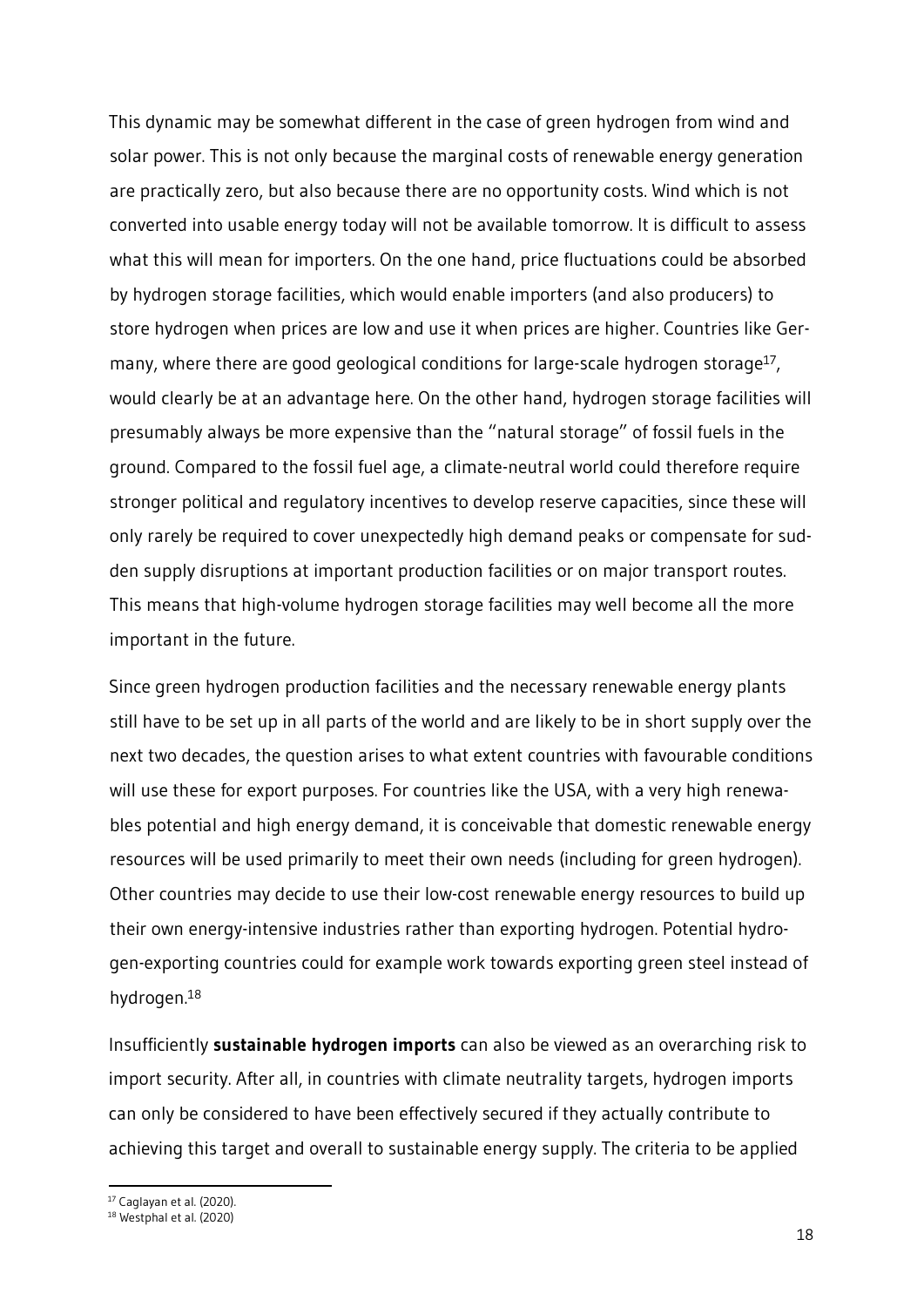This dynamic may be somewhat different in the case of green hydrogen from wind and solar power. This is not only because the marginal costs of renewable energy generation are practically zero, but also because there are no opportunity costs. Wind which is not converted into usable energy today will not be available tomorrow. It is difficult to assess what this will mean for importers. On the one hand, price fluctuations could be absorbed by hydrogen storage facilities, which would enable importers (and also producers) to store hydrogen when prices are low and use it when prices are higher. Countries like Germany, where there are good geological conditions for large-scale hydrogen storage[17], would clearly be at an advantage here. On the other hand, hydrogen storage facilities will presumably always be more expensive than the "natural storage" of fossil fuels in the ground. Compared to the fossil fuel age, a climate-neutral world could therefore require stronger political and regulatory incentives to develop reserve capacities, since these will only rarely be required to cover unexpectedly high demand peaks or compensate for sudden supply disruptions at important production facilities or on major transport routes. This means that high-volume hydrogen storage facilities may well become all the more important in the future.

Since green hydrogen production facilities and the necessary renewable energy plants still have to be set up in all parts of the world and are likely to be in short supply over the next two decades, the question arises to what extent countries with favourable conditions will use these for export purposes. For countries like the USA, with a very high renewables potential and high energy demand, it is conceivable that domestic renewable energy resources will be used primarily to meet their own needs (including for green hydrogen). Other countries may decide to use their low-cost renewable energy resources to build up their own energy-intensive industries rather than exporting hydrogen. Potential hydrogen-exporting countries could for example work towards exporting green steel instead of hydrogen.[18]

Insufficiently **sustainable hydrogen imports** can also be viewed as an overarching risk to import security. After all, in countries with climate neutrality targets, hydrogen imports can only be considered to have been effectively secured if they actually contribute to achieving this target and overall to sustainable energy supply. The criteria to be applied

[17] Caglayan et al. (2020).

[18] Westphal et al. (2020)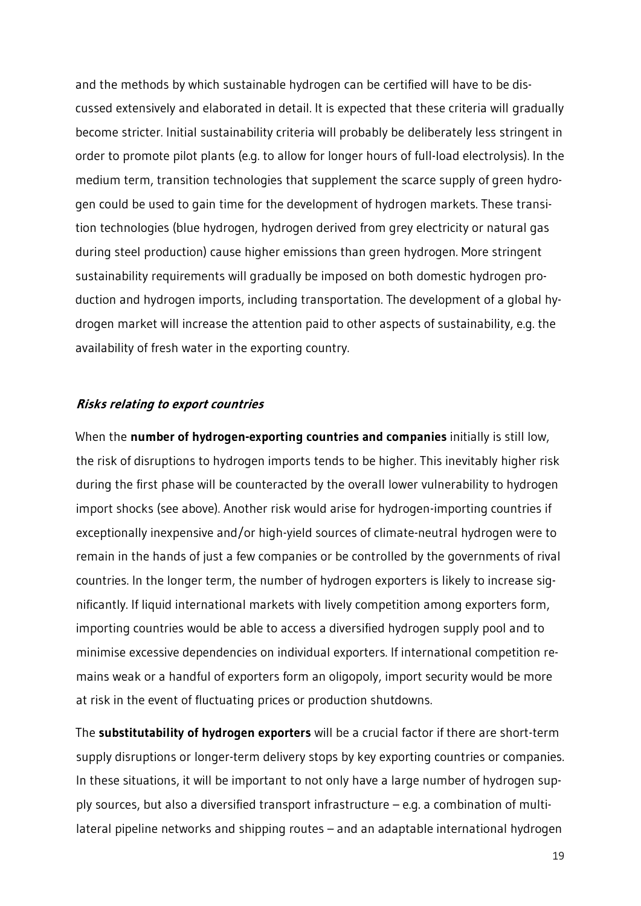and the methods by which sustainable hydrogen can be certified will have to be discussed extensively and elaborated in detail. It is expected that these criteria will gradually become stricter. Initial sustainability criteria will probably be deliberately less stringent in order to promote pilot plants (e.g. to allow for longer hours of full-load electrolysis). In the medium term, transition technologies that supplement the scarce supply of green hydrogen could be used to gain time for the development of hydrogen markets. These transition technologies (blue hydrogen, hydrogen derived from grey electricity or natural gas during steel production) cause higher emissions than green hydrogen. More stringent sustainability requirements will gradually be imposed on both domestic hydrogen production and hydrogen imports, including transportation. The development of a global hydrogen market will increase the attention paid to other aspects of sustainability, e.g. the availability of fresh water in the exporting country.

***Risks relating to export countries***

When the **number of hydrogen-exporting countries and companies** initially is still low, the risk of disruptions to hydrogen imports tends to be higher. This inevitably higher risk during the first phase will be counteracted by the overall lower vulnerability to hydrogen import shocks (see above). Another risk would arise for hydrogen-importing countries if exceptionally inexpensive and/or high-yield sources of climate-neutral hydrogen were to remain in the hands of just a few companies or be controlled by the governments of rival countries. In the longer term, the number of hydrogen exporters is likely to increase significantly. If liquid international markets with lively competition among exporters form, importing countries would be able to access a diversified hydrogen supply pool and to minimise excessive dependencies on individual exporters. If international competition remains weak or a handful of exporters form an oligopoly, import security would be more at risk in the event of fluctuating prices or production shutdowns.

The **substitutability of hydrogen exporters** will be a crucial factor if there are short-term supply disruptions or longer-term delivery stops by key exporting countries or companies. In these situations, it will be important to not only have a large number of hydrogen supply sources, but also a diversified transport infrastructure – e.g. a combination of multilateral pipeline networks and shipping routes – and an adaptable international hydrogen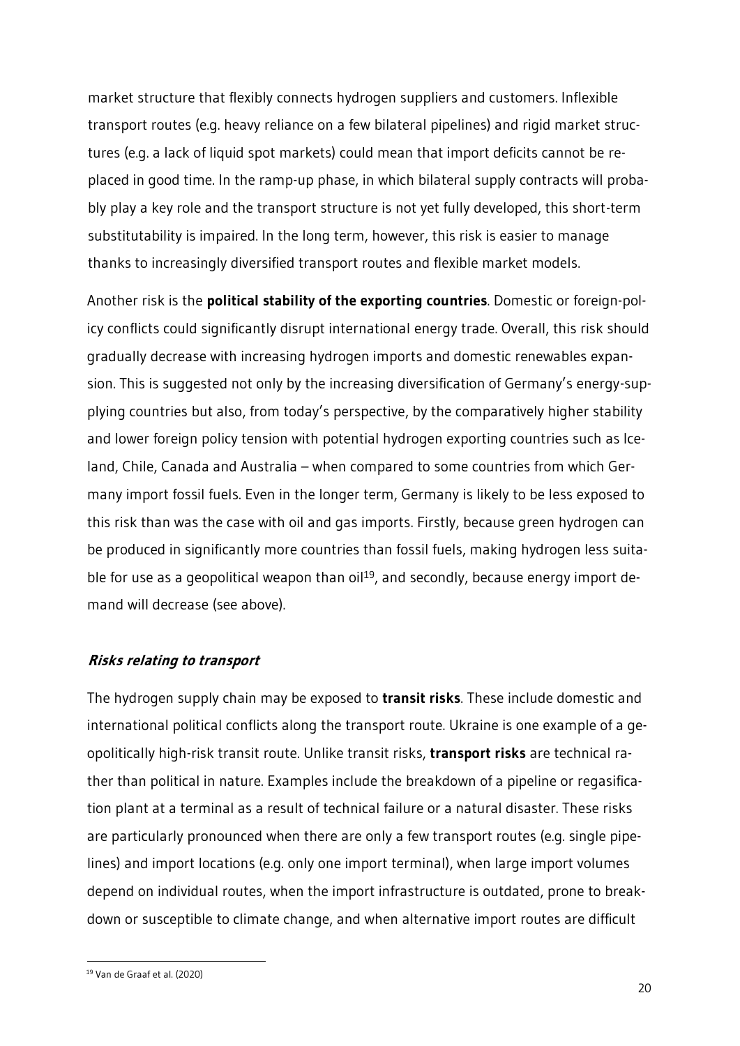market structure that flexibly connects hydrogen suppliers and customers. Inflexible transport routes (e.g. heavy reliance on a few bilateral pipelines) and rigid market structures (e.g. a lack of liquid spot markets) could mean that import deficits cannot be replaced in good time. In the ramp-up phase, in which bilateral supply contracts will probably play a key role and the transport structure is not yet fully developed, this short-term substitutability is impaired. In the long term, however, this risk is easier to manage thanks to increasingly diversified transport routes and flexible market models.

Another risk is the **political stability of the exporting countries**. Domestic or foreign-policy conflicts could significantly disrupt international energy trade. Overall, this risk should gradually decrease with increasing hydrogen imports and domestic renewables expansion. This is suggested not only by the increasing diversification of Germany's energy-supplying countries but also, from today's perspective, by the comparatively higher stability and lower foreign policy tension with potential hydrogen exporting countries such as Iceland, Chile, Canada and Australia – when compared to some countries from which Germany import fossil fuels. Even in the longer term, Germany is likely to be less exposed to this risk than was the case with oil and gas imports. Firstly, because green hydrogen can be produced in significantly more countries than fossil fuels, making hydrogen less suitable for use as a geopolitical weapon than oil[19], and secondly, because energy import demand will decrease (see above).

### *Risks relating to transport*

The hydrogen supply chain may be exposed to **transit risks**. These include domestic and international political conflicts along the transport route. Ukraine is one example of a geopolitically high-risk transit route. Unlike transit risks, **transport risks** are technical rather than political in nature. Examples include the breakdown of a pipeline or regasification plant at a terminal as a result of technical failure or a natural disaster. These risks are particularly pronounced when there are only a few transport routes (e.g. single pipelines) and import locations (e.g. only one import terminal), when large import volumes depend on individual routes, when the import infrastructure is outdated, prone to breakdown or susceptible to climate change, and when alternative import routes are difficult

[19] Van de Graaf et al. (2020)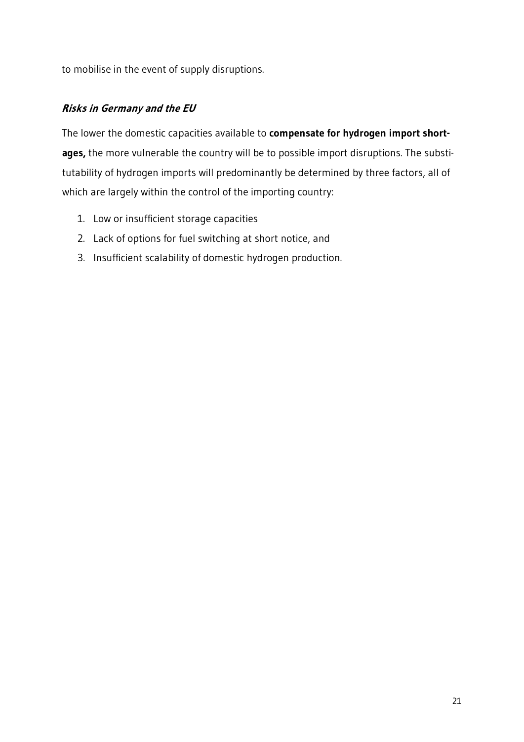to mobilise in the event of supply disruptions.

### ***Risks in Germany and the EU***

The lower the domestic capacities available to **compensate for hydrogen import shortages,** the more vulnerable the country will be to possible import disruptions. The substitutability of hydrogen imports will predominantly be determined by three factors, all of which are largely within the control of the importing country:

1. Low or insufficient storage capacities
2. Lack of options for fuel switching at short notice, and
3. Insufficient scalability of domestic hydrogen production.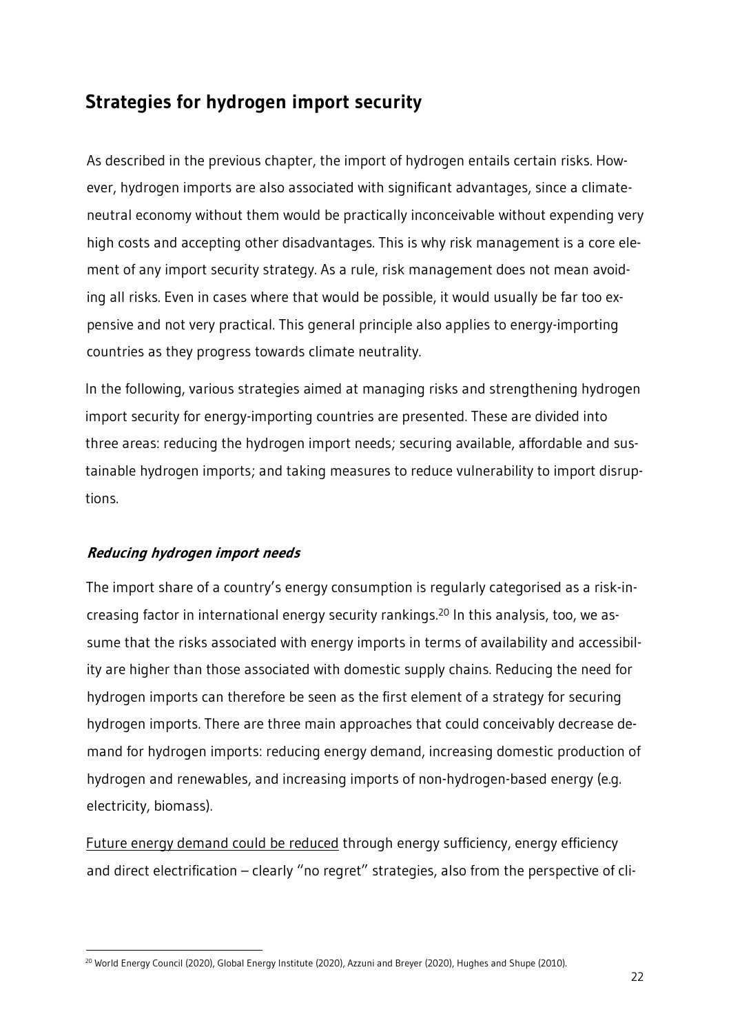## Strategies for hydrogen import security

As described in the previous chapter, the import of hydrogen entails certain risks. However, hydrogen imports are also associated with significant advantages, since a climate-neutral economy without them would be practically inconceivable without expending very high costs and accepting other disadvantages. This is why risk management is a core element of any import security strategy. As a rule, risk management does not mean avoiding all risks. Even in cases where that would be possible, it would usually be far too expensive and not very practical. This general principle also applies to energy-importing countries as they progress towards climate neutrality.

In the following, various strategies aimed at managing risks and strengthening hydrogen import security for energy-importing countries are presented. These are divided into three areas: reducing the hydrogen import needs; securing available, affordable and sustainable hydrogen imports; and taking measures to reduce vulnerability to import disruptions.

### *Reducing hydrogen import needs*

The import share of a country's energy consumption is regularly categorised as a risk-increasing factor in international energy security rankings.[20] In this analysis, too, we assume that the risks associated with energy imports in terms of availability and accessibility are higher than those associated with domestic supply chains. Reducing the need for hydrogen imports can therefore be seen as the first element of a strategy for securing hydrogen imports. There are three main approaches that could conceivably decrease demand for hydrogen imports: reducing energy demand, increasing domestic production of hydrogen and renewables, and increasing imports of non-hydrogen-based energy (e.g. electricity, biomass).

<u>Future energy demand could be reduced</u> through energy sufficiency, energy efficiency and direct electrification – clearly "no regret" strategies, also from the perspective of cli-

[20] World Energy Council (2020), Global Energy Institute (2020), Azzuni and Breyer (2020), Hughes and Shupe (2010).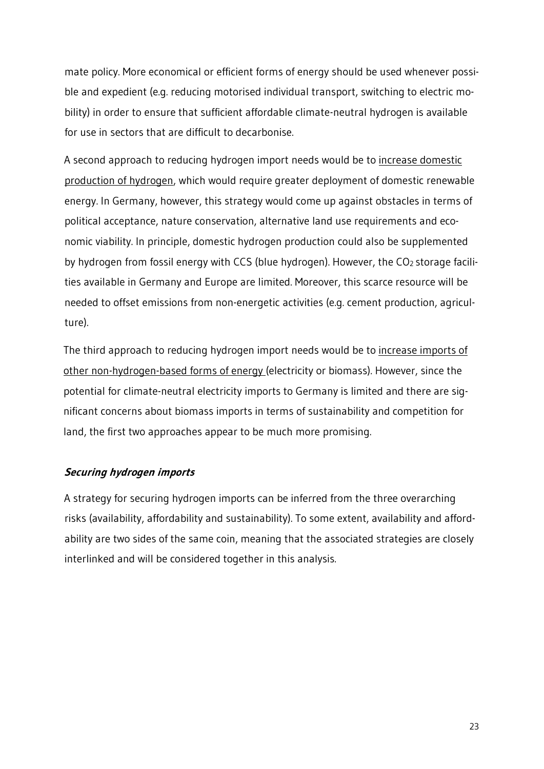mate policy. More economical or efficient forms of energy should be used whenever possible and expedient (e.g. reducing motorised individual transport, switching to electric mobility) in order to ensure that sufficient affordable climate-neutral hydrogen is available for use in sectors that are difficult to decarbonise.

A second approach to reducing hydrogen import needs would be to <u>increase domestic production of hydrogen</u>, which would require greater deployment of domestic renewable energy. In Germany, however, this strategy would come up against obstacles in terms of political acceptance, nature conservation, alternative land use requirements and economic viability. In principle, domestic hydrogen production could also be supplemented by hydrogen from fossil energy with CCS (blue hydrogen). However, the $CO_2$ storage facilities available in Germany and Europe are limited. Moreover, this scarce resource will be needed to offset emissions from non-energetic activities (e.g. cement production, agriculture).

The third approach to reducing hydrogen import needs would be to <u>increase imports of other non-hydrogen-based forms of energy</u> (electricity or biomass). However, since the potential for climate-neutral electricity imports to Germany is limited and there are significant concerns about biomass imports in terms of sustainability and competition for land, the first two approaches appear to be much more promising.

***Securing hydrogen imports***

A strategy for securing hydrogen imports can be inferred from the three overarching risks (availability, affordability and sustainability). To some extent, availability and affordability are two sides of the same coin, meaning that the associated strategies are closely interlinked and will be considered together in this analysis.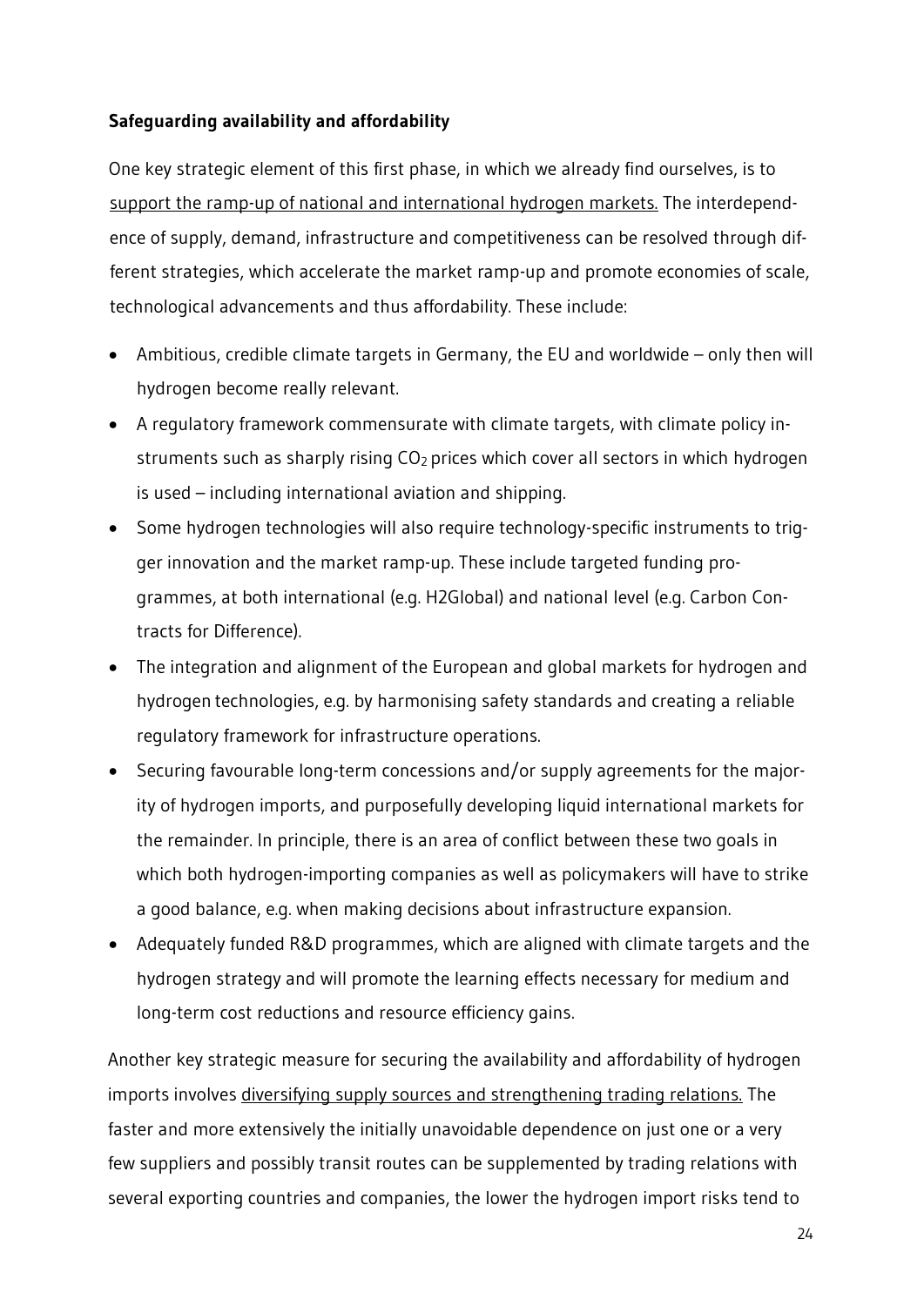**Safeguarding availability and affordability**

One key strategic element of this first phase, in which we already find ourselves, is to support the ramp-up of national and international hydrogen markets. The interdependence of supply, demand, infrastructure and competitiveness can be resolved through different strategies, which accelerate the market ramp-up and promote economies of scale, technological advancements and thus affordability. These include:

- Ambitious, credible climate targets in Germany, the EU and worldwide – only then will hydrogen become really relevant.
- A regulatory framework commensurate with climate targets, with climate policy instruments such as sharply rising $CO_2$ prices which cover all sectors in which hydrogen is used – including international aviation and shipping.
- Some hydrogen technologies will also require technology-specific instruments to trigger innovation and the market ramp-up. These include targeted funding programmes, at both international (e.g. H2Global) and national level (e.g. Carbon Contracts for Difference).
- The integration and alignment of the European and global markets for hydrogen and hydrogen technologies, e.g. by harmonising safety standards and creating a reliable regulatory framework for infrastructure operations.
- Securing favourable long-term concessions and/or supply agreements for the majority of hydrogen imports, and purposefully developing liquid international markets for the remainder. In principle, there is an area of conflict between these two goals in which both hydrogen-importing companies as well as policymakers will have to strike a good balance, e.g. when making decisions about infrastructure expansion.
- Adequately funded R&D programmes, which are aligned with climate targets and the hydrogen strategy and will promote the learning effects necessary for medium and long-term cost reductions and resource efficiency gains.

Another key strategic measure for securing the availability and affordability of hydrogen imports involves diversifying supply sources and strengthening trading relations. The faster and more extensively the initially unavoidable dependence on just one or a very few suppliers and possibly transit routes can be supplemented by trading relations with several exporting countries and companies, the lower the hydrogen import risks tend to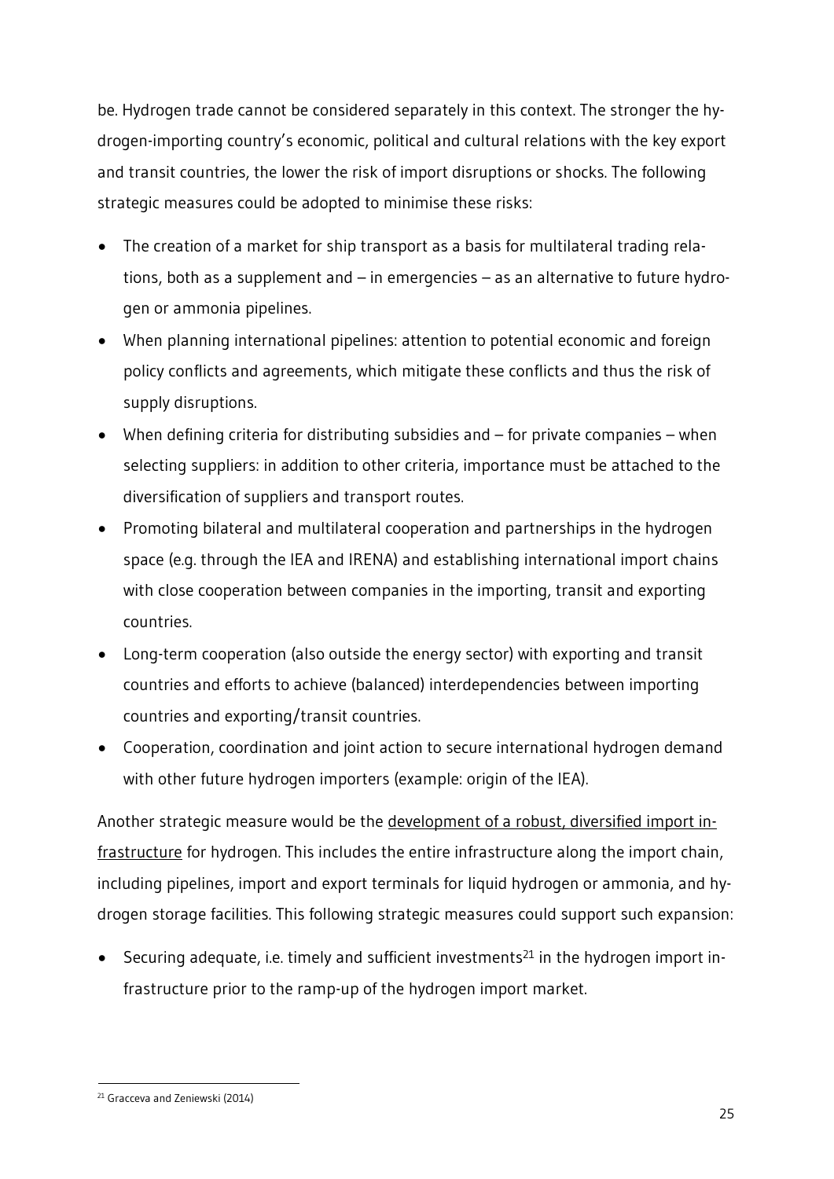be. Hydrogen trade cannot be considered separately in this context. The stronger the hydrogen-importing country's economic, political and cultural relations with the key export and transit countries, the lower the risk of import disruptions or shocks. The following strategic measures could be adopted to minimise these risks:

- The creation of a market for ship transport as a basis for multilateral trading relations, both as a supplement and – in emergencies – as an alternative to future hydrogen or ammonia pipelines.
- When planning international pipelines: attention to potential economic and foreign policy conflicts and agreements, which mitigate these conflicts and thus the risk of supply disruptions.
- When defining criteria for distributing subsidies and – for private companies – when selecting suppliers: in addition to other criteria, importance must be attached to the diversification of suppliers and transport routes.
- Promoting bilateral and multilateral cooperation and partnerships in the hydrogen space (e.g. through the IEA and IRENA) and establishing international import chains with close cooperation between companies in the importing, transit and exporting countries.
- Long-term cooperation (also outside the energy sector) with exporting and transit countries and efforts to achieve (balanced) interdependencies between importing countries and exporting/transit countries.
- Cooperation, coordination and joint action to secure international hydrogen demand with other future hydrogen importers (example: origin of the IEA).

Another strategic measure would be the <u>development of a robust, diversified import infrastructure</u> for hydrogen. This includes the entire infrastructure along the import chain, including pipelines, import and export terminals for liquid hydrogen or ammonia, and hydrogen storage facilities. This following strategic measures could support such expansion:

- Securing adequate, i.e. timely and sufficient investments[21] in the hydrogen import infrastructure prior to the ramp-up of the hydrogen import market.

[21] Gracceva and Zeniewski (2014)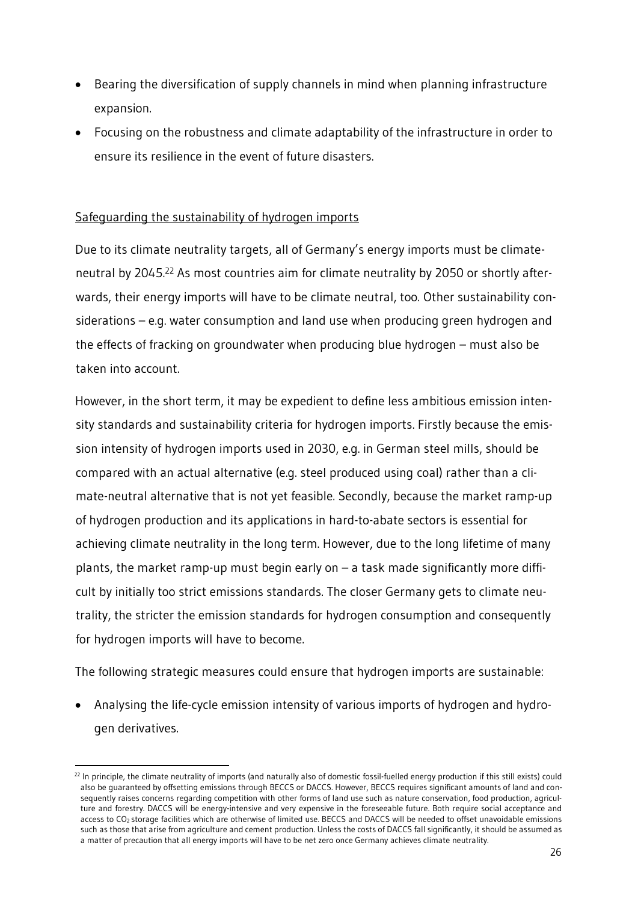- Bearing the diversification of supply channels in mind when planning infrastructure expansion.
- Focusing on the robustness and climate adaptability of the infrastructure in order to ensure its resilience in the event of future disasters.

Safeguarding the sustainability of hydrogen imports

Due to its climate neutrality targets, all of Germany's energy imports must be climate-neutral by 2045.[22] As most countries aim for climate neutrality by 2050 or shortly afterwards, their energy imports will have to be climate neutral, too. Other sustainability considerations – e.g. water consumption and land use when producing green hydrogen and the effects of fracking on groundwater when producing blue hydrogen – must also be taken into account.

However, in the short term, it may be expedient to define less ambitious emission intensity standards and sustainability criteria for hydrogen imports. Firstly because the emission intensity of hydrogen imports used in 2030, e.g. in German steel mills, should be compared with an actual alternative (e.g. steel produced using coal) rather than a climate-neutral alternative that is not yet feasible. Secondly, because the market ramp-up of hydrogen production and its applications in hard-to-abate sectors is essential for achieving climate neutrality in the long term. However, due to the long lifetime of many plants, the market ramp-up must begin early on – a task made significantly more difficult by initially too strict emissions standards. The closer Germany gets to climate neutrality, the stricter the emission standards for hydrogen consumption and consequently for hydrogen imports will have to become.

The following strategic measures could ensure that hydrogen imports are sustainable:

- Analysing the life-cycle emission intensity of various imports of hydrogen and hydrogen derivatives.

[22] In principle, the climate neutrality of imports (and naturally also of domestic fossil-fuelled energy production if this still exists) could also be guaranteed by offsetting emissions through BECCS or DACCS. However, BECCS requires significant amounts of land and consequently raises concerns regarding competition with other forms of land use such as nature conservation, food production, agriculture and forestry. DACCS will be energy-intensive and very expensive in the foreseeable future. Both require social acceptance and access to $CO_2$ storage facilities which are otherwise of limited use. BECCS and DACCS will be needed to offset unavoidable emissions such as those that arise from agriculture and cement production. Unless the costs of DACCS fall significantly, it should be assumed as a matter of precaution that all energy imports will have to be net zero once Germany achieves climate neutrality.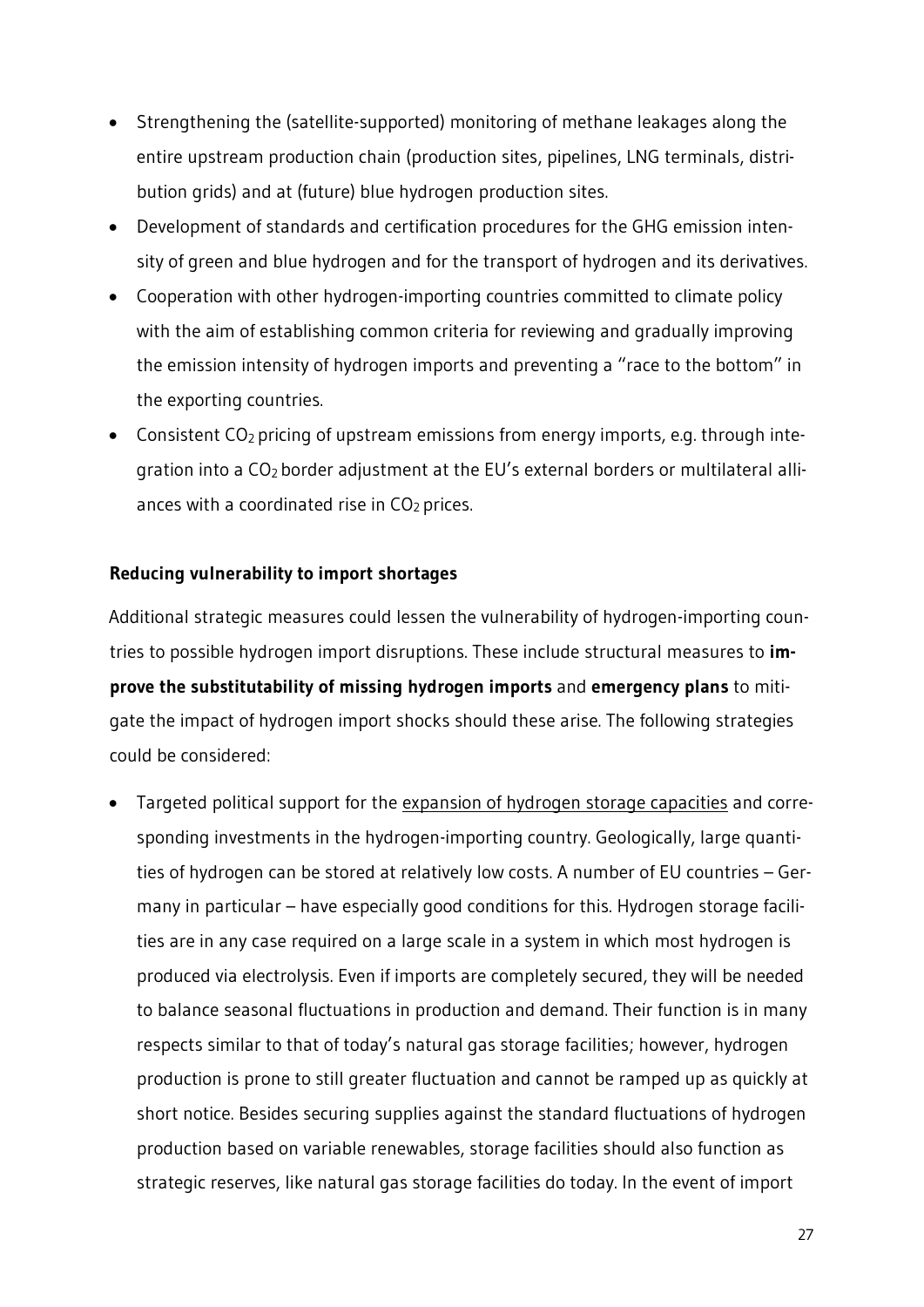- Strengthening the (satellite-supported) monitoring of methane leakages along the entire upstream production chain (production sites, pipelines, LNG terminals, distribution grids) and at (future) blue hydrogen production sites.
- Development of standards and certification procedures for the GHG emission intensity of green and blue hydrogen and for the transport of hydrogen and its derivatives.
- Cooperation with other hydrogen-importing countries committed to climate policy with the aim of establishing common criteria for reviewing and gradually improving the emission intensity of hydrogen imports and preventing a "race to the bottom" in the exporting countries.
- Consistent $CO_2$ pricing of upstream emissions from energy imports, e.g. through integration into a $CO_2$ border adjustment at the EU's external borders or multilateral alliances with a coordinated rise in $CO_2$ prices.

**Reducing vulnerability to import shortages**

Additional strategic measures could lessen the vulnerability of hydrogen-importing countries to possible hydrogen import disruptions. These include structural measures to **improve the substitutability of missing hydrogen imports** and **emergency plans** to mitigate the impact of hydrogen import shocks should these arise. The following strategies could be considered:

- Targeted political support for the expansion of hydrogen storage capacities and corresponding investments in the hydrogen-importing country. Geologically, large quantities of hydrogen can be stored at relatively low costs. A number of EU countries – Germany in particular – have especially good conditions for this. Hydrogen storage facilities are in any case required on a large scale in a system in which most hydrogen is produced via electrolysis. Even if imports are completely secured, they will be needed to balance seasonal fluctuations in production and demand. Their function is in many respects similar to that of today's natural gas storage facilities; however, hydrogen production is prone to still greater fluctuation and cannot be ramped up as quickly at short notice. Besides securing supplies against the standard fluctuations of hydrogen production based on variable renewables, storage facilities should also function as strategic reserves, like natural gas storage facilities do today. In the event of import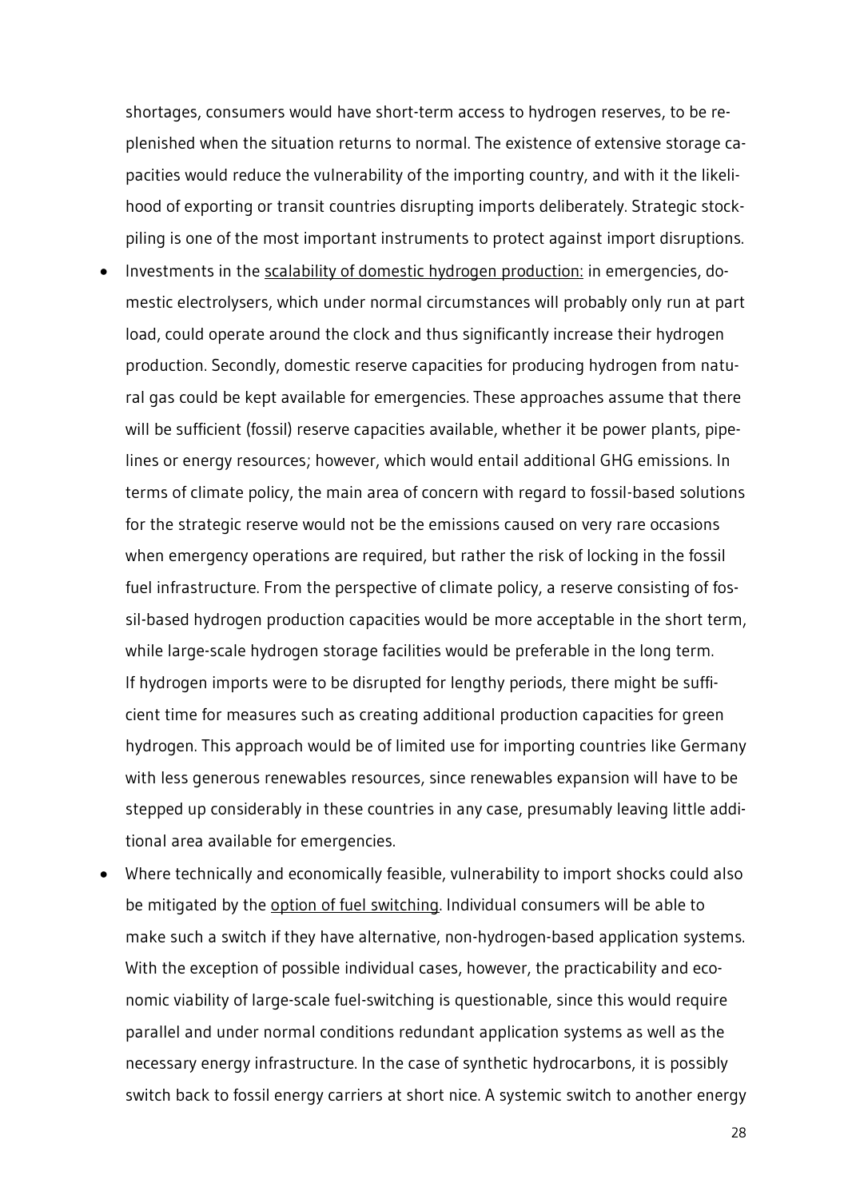shortages, consumers would have short-term access to hydrogen reserves, to be replenished when the situation returns to normal. The existence of extensive storage capacities would reduce the vulnerability of the importing country, and with it the likelihood of exporting or transit countries disrupting imports deliberately. Strategic stockpiling is one of the most important instruments to protect against import disruptions.

- Investments in the scalability of domestic hydrogen production: in emergencies, domestic electrolysers, which under normal circumstances will probably only run at part load, could operate around the clock and thus significantly increase their hydrogen production. Secondly, domestic reserve capacities for producing hydrogen from natural gas could be kept available for emergencies. These approaches assume that there will be sufficient (fossil) reserve capacities available, whether it be power plants, pipelines or energy resources; however, which would entail additional GHG emissions. In terms of climate policy, the main area of concern with regard to fossil-based solutions for the strategic reserve would not be the emissions caused on very rare occasions when emergency operations are required, but rather the risk of locking in the fossil fuel infrastructure. From the perspective of climate policy, a reserve consisting of fossil-based hydrogen production capacities would be more acceptable in the short term, while large-scale hydrogen storage facilities would be preferable in the long term. If hydrogen imports were to be disrupted for lengthy periods, there might be sufficient time for measures such as creating additional production capacities for green hydrogen. This approach would be of limited use for importing countries like Germany with less generous renewables resources, since renewables expansion will have to be stepped up considerably in these countries in any case, presumably leaving little additional area available for emergencies.
- Where technically and economically feasible, vulnerability to import shocks could also be mitigated by the option of fuel switching. Individual consumers will be able to make such a switch if they have alternative, non-hydrogen-based application systems. With the exception of possible individual cases, however, the practicability and economic viability of large-scale fuel-switching is questionable, since this would require parallel and under normal conditions redundant application systems as well as the necessary energy infrastructure. In the case of synthetic hydrocarbons, it is possibly switch back to fossil energy carriers at short nice. A systemic switch to another energy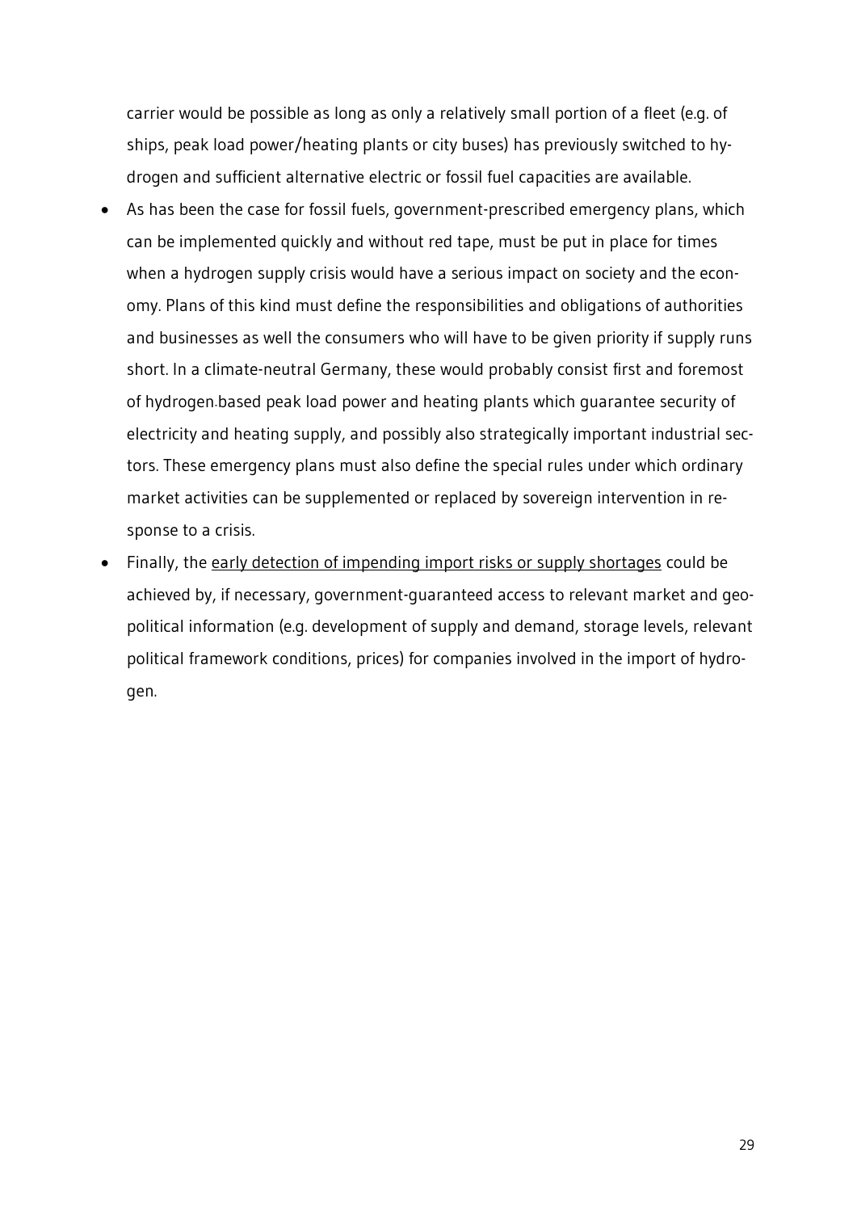carrier would be possible as long as only a relatively small portion of a fleet (e.g. of ships, peak load power/heating plants or city buses) has previously switched to hydrogen and sufficient alternative electric or fossil fuel capacities are available.

- As has been the case for fossil fuels, government-prescribed emergency plans, which can be implemented quickly and without red tape, must be put in place for times when a hydrogen supply crisis would have a serious impact on society and the economy. Plans of this kind must define the responsibilities and obligations of authorities and businesses as well the consumers who will have to be given priority if supply runs short. In a climate-neutral Germany, these would probably consist first and foremost of hydrogen-based peak load power and heating plants which guarantee security of electricity and heating supply, and possibly also strategically important industrial sectors. These emergency plans must also define the special rules under which ordinary market activities can be supplemented or replaced by sovereign intervention in response to a crisis.
- Finally, the early detection of impending import risks or supply shortages could be achieved by, if necessary, government-guaranteed access to relevant market and geopolitical information (e.g. development of supply and demand, storage levels, relevant political framework conditions, prices) for companies involved in the import of hydrogen.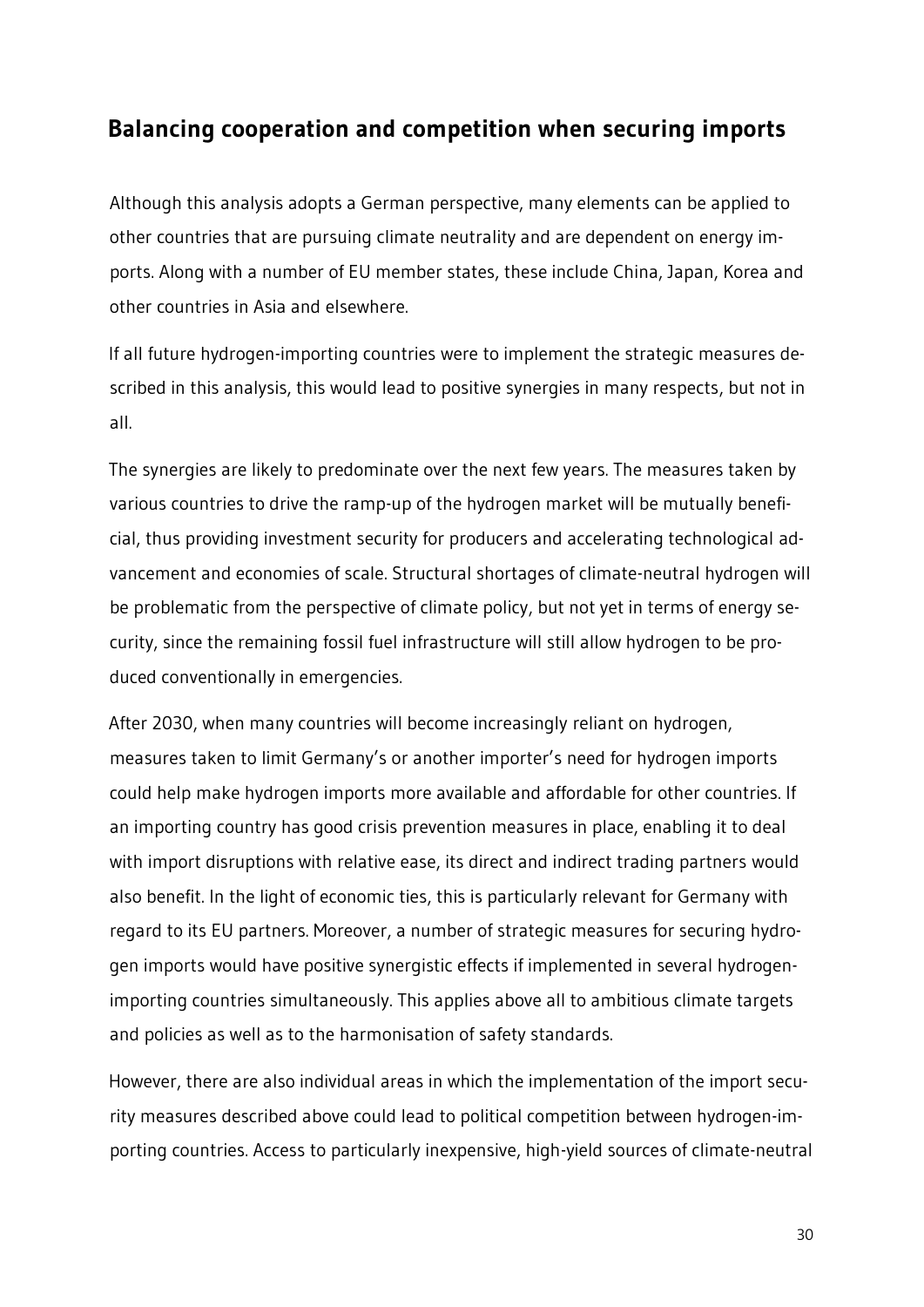## Balancing cooperation and competition when securing imports

Although this analysis adopts a German perspective, many elements can be applied to other countries that are pursuing climate neutrality and are dependent on energy imports. Along with a number of EU member states, these include China, Japan, Korea and other countries in Asia and elsewhere.

If all future hydrogen-importing countries were to implement the strategic measures described in this analysis, this would lead to positive synergies in many respects, but not in all.

The synergies are likely to predominate over the next few years. The measures taken by various countries to drive the ramp-up of the hydrogen market will be mutually beneficial, thus providing investment security for producers and accelerating technological advancement and economies of scale. Structural shortages of climate-neutral hydrogen will be problematic from the perspective of climate policy, but not yet in terms of energy security, since the remaining fossil fuel infrastructure will still allow hydrogen to be produced conventionally in emergencies.

After 2030, when many countries will become increasingly reliant on hydrogen, measures taken to limit Germany's or another importer's need for hydrogen imports could help make hydrogen imports more available and affordable for other countries. If an importing country has good crisis prevention measures in place, enabling it to deal with import disruptions with relative ease, its direct and indirect trading partners would also benefit. In the light of economic ties, this is particularly relevant for Germany with regard to its EU partners. Moreover, a number of strategic measures for securing hydrogen imports would have positive synergistic effects if implemented in several hydrogen-importing countries simultaneously. This applies above all to ambitious climate targets and policies as well as to the harmonisation of safety standards.

However, there are also individual areas in which the implementation of the import security measures described above could lead to political competition between hydrogen-importing countries. Access to particularly inexpensive, high-yield sources of climate-neutral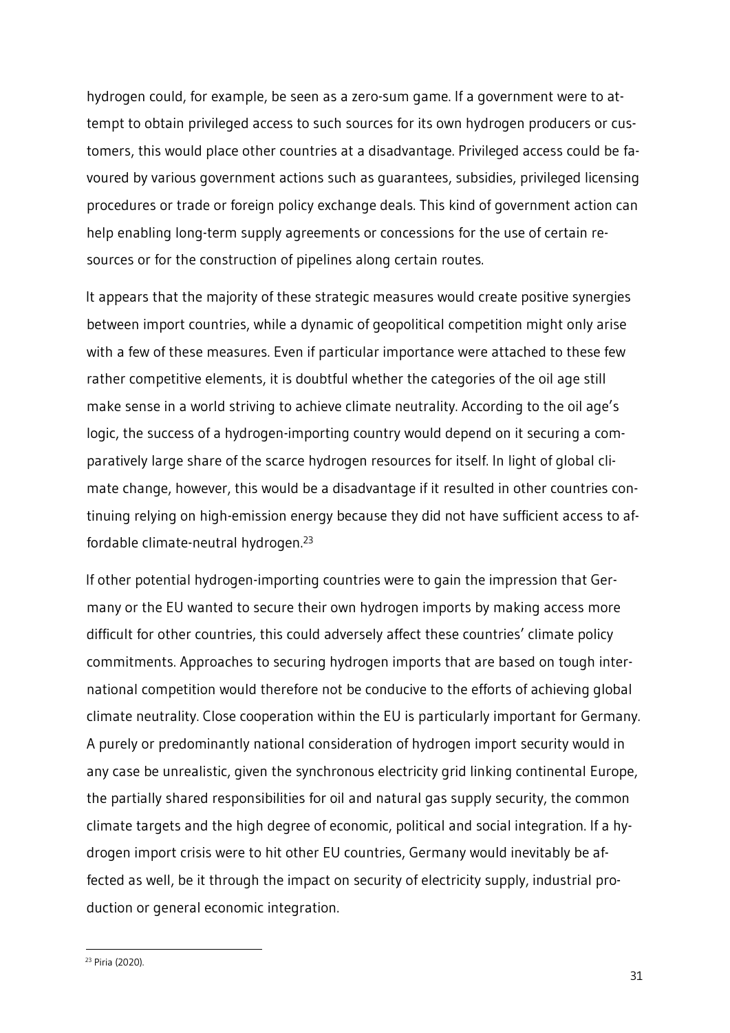hydrogen could, for example, be seen as a zero-sum game. If a government were to attempt to obtain privileged access to such sources for its own hydrogen producers or customers, this would place other countries at a disadvantage. Privileged access could be favoured by various government actions such as guarantees, subsidies, privileged licensing procedures or trade or foreign policy exchange deals. This kind of government action can help enabling long-term supply agreements or concessions for the use of certain resources or for the construction of pipelines along certain routes.

It appears that the majority of these strategic measures would create positive synergies between import countries, while a dynamic of geopolitical competition might only arise with a few of these measures. Even if particular importance were attached to these few rather competitive elements, it is doubtful whether the categories of the oil age still make sense in a world striving to achieve climate neutrality. According to the oil age's logic, the success of a hydrogen-importing country would depend on it securing a comparatively large share of the scarce hydrogen resources for itself. In light of global climate change, however, this would be a disadvantage if it resulted in other countries continuing relying on high-emission energy because they did not have sufficient access to affordable climate-neutral hydrogen.[23]

If other potential hydrogen-importing countries were to gain the impression that Germany or the EU wanted to secure their own hydrogen imports by making access more difficult for other countries, this could adversely affect these countries' climate policy commitments. Approaches to securing hydrogen imports that are based on tough international competition would therefore not be conducive to the efforts of achieving global climate neutrality. Close cooperation within the EU is particularly important for Germany. A purely or predominantly national consideration of hydrogen import security would in any case be unrealistic, given the synchronous electricity grid linking continental Europe, the partially shared responsibilities for oil and natural gas supply security, the common climate targets and the high degree of economic, political and social integration. If a hydrogen import crisis were to hit other EU countries, Germany would inevitably be affected as well, be it through the impact on security of electricity supply, industrial production or general economic integration.

[23] Piria (2020).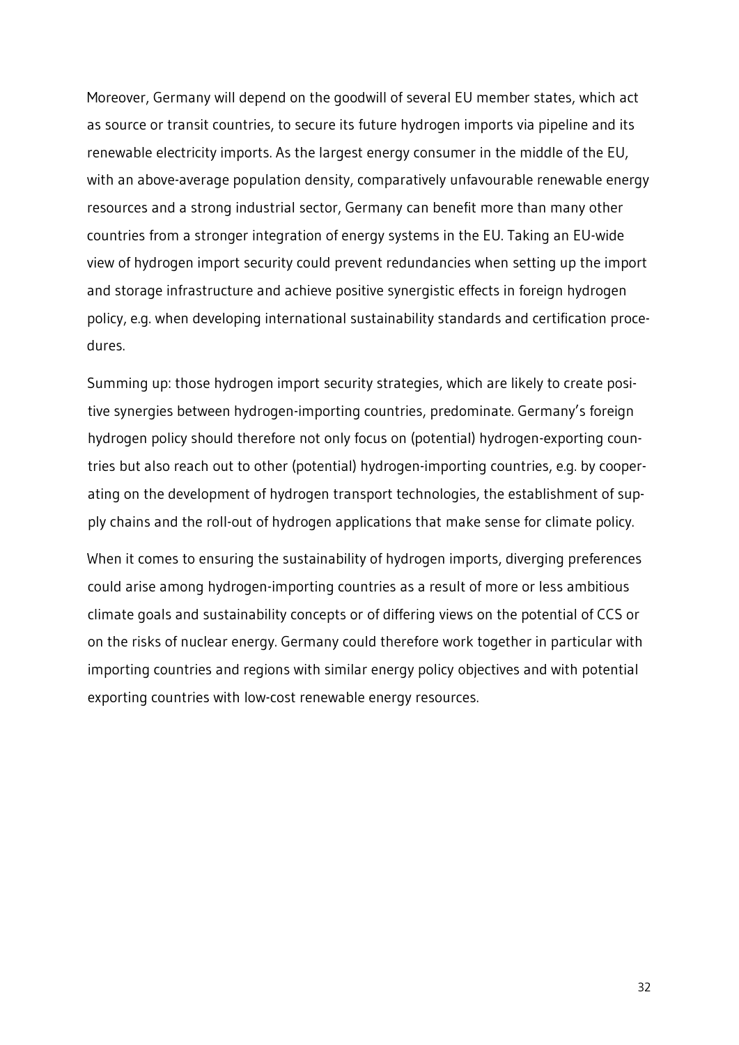Moreover, Germany will depend on the goodwill of several EU member states, which act as source or transit countries, to secure its future hydrogen imports via pipeline and its renewable electricity imports. As the largest energy consumer in the middle of the EU, with an above-average population density, comparatively unfavourable renewable energy resources and a strong industrial sector, Germany can benefit more than many other countries from a stronger integration of energy systems in the EU. Taking an EU-wide view of hydrogen import security could prevent redundancies when setting up the import and storage infrastructure and achieve positive synergistic effects in foreign hydrogen policy, e.g. when developing international sustainability standards and certification procedures.

Summing up: those hydrogen import security strategies, which are likely to create positive synergies between hydrogen-importing countries, predominate. Germany's foreign hydrogen policy should therefore not only focus on (potential) hydrogen-exporting countries but also reach out to other (potential) hydrogen-importing countries, e.g. by cooperating on the development of hydrogen transport technologies, the establishment of supply chains and the roll-out of hydrogen applications that make sense for climate policy.

When it comes to ensuring the sustainability of hydrogen imports, diverging preferences could arise among hydrogen-importing countries as a result of more or less ambitious climate goals and sustainability concepts or of differing views on the potential of CCS or on the risks of nuclear energy. Germany could therefore work together in particular with importing countries and regions with similar energy policy objectives and with potential exporting countries with low-cost renewable energy resources.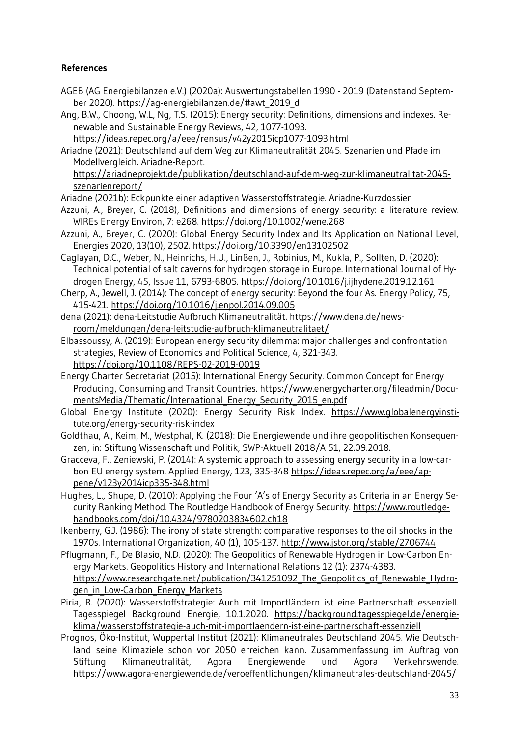**References**

AGEB (AG Energiebilanzen e.V.) (2020a): Auswertungstabellen 1990 - 2019 (Datenstand September 2020). https://ag-energiebilanzen.de/#awt_2019_d

Ang, B.W., Choong, W.L, Ng, T.S. (2015): Energy security: Definitions, dimensions and indexes. Renewable and Sustainable Energy Reviews, 42, 1077-1093. https://ideas.repec.org/a/eee/rensus/v42y2015icp1077-1093.html

Ariadne (2021): Deutschland auf dem Weg zur Klimaneutralität 2045. Szenarien und Pfade im Modellvergleich. Ariadne-Report. https://ariadneprojekt.de/publikation/deutschland-auf-dem-weg-zur-klimaneutralitat-2045-szenarienreport/

Ariadne (2021b): Eckpunkte einer adaptiven Wasserstoffstrategie. Ariadne-Kurzdossier

Azzuni, A., Breyer, C. (2018), Definitions and dimensions of energy security: a literature review. WIREs Energy Environ, 7: e268. https://doi.org/10.1002/wene.268

Azzuni, A., Breyer, C. (2020): Global Energy Security Index and Its Application on National Level, Energies 2020, 13(10), 2502. https://doi.org/10.3390/en13102502

Caglayan, D.C., Weber, N., Heinrichs, H.U., Linßen, J., Robinius, M., Kukla, P., Sollten, D. (2020): Technical potential of salt caverns for hydrogen storage in Europe. International Journal of Hydrogen Energy, 45, Issue 11, 6793-6805. https://doi.org/10.1016/j.ijhydene.2019.12.161

Cherp, A., Jewell, J. (2014): The concept of energy security: Beyond the four As. Energy Policy, 75, 415-421. https://doi.org/10.1016/j.enpol.2014.09.005

dena (2021): dena-Leitstudie Aufbruch Klimaneutralität. https://www.dena.de/newsroom/meldungen/dena-leitstudie-aufbruch-klimaneutralitaet/

Elbassoussy, A. (2019): European energy security dilemma: major challenges and confrontation strategies, Review of Economics and Political Science, 4, 321-343. https://doi.org/10.1108/REPS-02-2019-0019

Energy Charter Secretariat (2015): International Energy Security. Common Concept for Energy Producing, Consuming and Transit Countries. https://www.energycharter.org/fileadmin/DocumentsMedia/Thematic/International_Energy_Security_2015_en.pdf

Global Energy Institute (2020): Energy Security Risk Index. https://www.globalenergyinstitute.org/energy-security-risk-index

Goldthau, A., Keim, M., Westphal, K. (2018): Die Energiewende und ihre geopolitischen Konsequenzen, in: Stiftung Wissenschaft und Politik, SWP-Aktuell 2018/A 51, 22.09.2018.

Gracceva, F., Zeniewski, P. (2014): A systemic approach to assessing energy security in a low-carbon EU energy system. Applied Energy, 123, 335-348 https://ideas.repec.org/a/eee/appene/v123y2014icp335-348.html

Hughes, L., Shupe, D. (2010): Applying the Four 'A's of Energy Security as Criteria in an Energy Security Ranking Method. The Routledge Handbook of Energy Security. https://www.routledgehandbooks.com/doi/10.4324/9780203834602.ch18

Ikenberry, G.J. (1986): The irony of state strength: comparative responses to the oil shocks in the 1970s. International Organization, 40 (1), 105-137. http://www.jstor.org/stable/2706744

Pflugmann, F., De Blasio, N.D. (2020): The Geopolitics of Renewable Hydrogen in Low-Carbon Energy Markets. Geopolitics History and International Relations 12 (1): 2374-4383. https://www.researchgate.net/publication/341251092_The_Geopolitics_of_Renewable_Hydrogen_in_Low-Carbon_Energy_Markets

Piria, R. (2020): Wasserstoffstrategie: Auch mit Importländern ist eine Partnerschaft essenziell. Tagesspiegel Background Energie, 10.1.2020. https://background.tagesspiegel.de/energie-klima/wasserstoffstrategie-auch-mit-importlaendern-ist-eine-partnerschaft-essenziell

Prognos, Öko-Institut, Wuppertal Institut (2021): Klimaneutrales Deutschland 2045. Wie Deutschland seine Klimaziele schon vor 2050 erreichen kann. Zusammenfassung im Auftrag von Stiftung Klimaneutralität, Agora Energiewende und Agora Verkehrswende. https://www.agora-energiewende.de/veroeffentlichungen/klimaneutrales-deutschland-2045/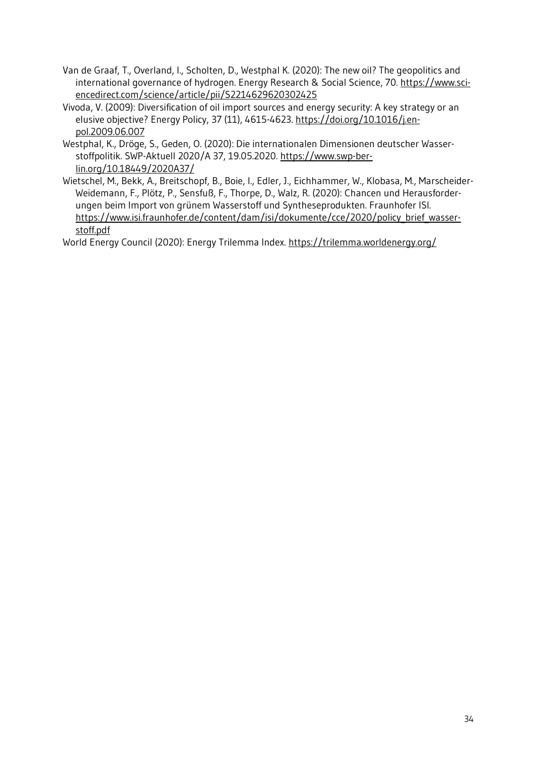Van de Graaf, T., Overland, I., Scholten, D., Westphal K. (2020): The new oil? The geopolitics and international governance of hydrogen. Energy Research & Social Science, 70. https://www.sciencedirect.com/science/article/pii/S2214629620302425

Vivoda, V. (2009): Diversification of oil import sources and energy security: A key strategy or an elusive objective? Energy Policy, 37 (11), 4615-4623. https://doi.org/10.1016/j.enpol.2009.06.007

Westphal, K., Dröge, S., Geden, O. (2020): Die internationalen Dimensionen deutscher Wasserstoffpolitik. SWP-Aktuell 2020/A 37, 19.05.2020. https://www.swp-berlin.org/10.18449/2020A37/

Wietschel, M., Bekk, A., Breitschopf, B., Boie, I., Edler, J., Eichhammer, W., Klobasa, M., Marscheider-Weidemann, F., Plötz, P., Sensfuß, F., Thorpe, D., Walz, R. (2020): Chancen und Herausforderungen beim Import von grünem Wasserstoff und Syntheseprodukten. Fraunhofer ISI. https://www.isi.fraunhofer.de/content/dam/isi/dokumente/cce/2020/policy_brief_wasserstoff.pdf

World Energy Council (2020): Energy Trilemma Index. https://trilemma.worldenergy.org/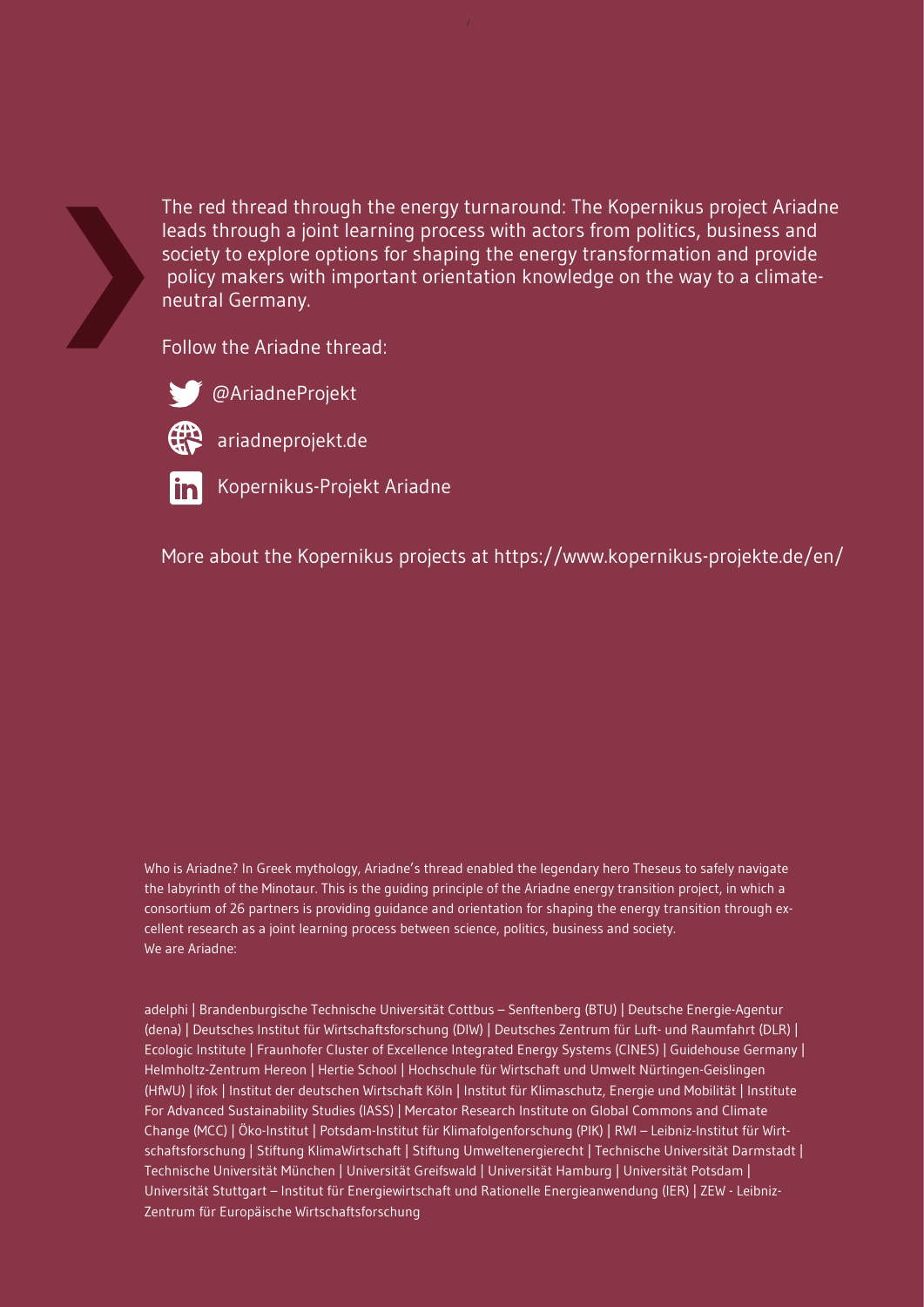The red thread through the energy turnaround: The Kopernikus project Ariadne leads through a joint learning process with actors from politics, business and society to explore options for shaping the energy transformation and provide policy makers with important orientation knowledge on the way to a climate-neutral Germany.

Follow the Ariadne thread:

@AriadneProjekt

ariadneprojekt.de

Kopernikus-Projekt Ariadne

More about the Kopernikus projects at https://www.kopernikus-projekte.de/en/

Who is Ariadne? In Greek mythology, Ariadne's thread enabled the legendary hero Theseus to safely navigate the labyrinth of the Minotaur. This is the guiding principle of the Ariadne energy transition project, in which a consortium of 26 partners is providing guidance and orientation for shaping the energy transition through excellent research as a joint learning process between science, politics, business and society.
We are Ariadne:

adelphi | Brandenburgische Technische Universität Cottbus – Senftenberg (BTU) | Deutsche Energie-Agentur (dena) | Deutsches Institut für Wirtschaftsforschung (DIW) | Deutsches Zentrum für Luft- und Raumfahrt (DLR) | Ecologic Institute | Fraunhofer Cluster of Excellence Integrated Energy Systems (CINES) | Guidehouse Germany | Helmholtz-Zentrum Hereon | Hertie School | Hochschule für Wirtschaft und Umwelt Nürtingen-Geislingen (HfWU) | ifok | Institut der deutschen Wirtschaft Köln | Institut für Klimaschutz, Energie und Mobilität | Institute For Advanced Sustainability Studies (IASS) | Mercator Research Institute on Global Commons and Climate Change (MCC) | Öko-Institut | Potsdam-Institut für Klimafolgenforschung (PIK) | RWI – Leibniz-Institut für Wirtschaftsforschung | Stiftung KlimaWirtschaft | Stiftung Umweltenergierecht | Technische Universität Darmstadt | Technische Universität München | Universität Greifswald | Universität Hamburg | Universität Potsdam | Universität Stuttgart – Institut für Energiewirtschaft und Rationelle Energieanwendung (IER) | ZEW - Leibniz-Zentrum für Europäische Wirtschaftsforschung